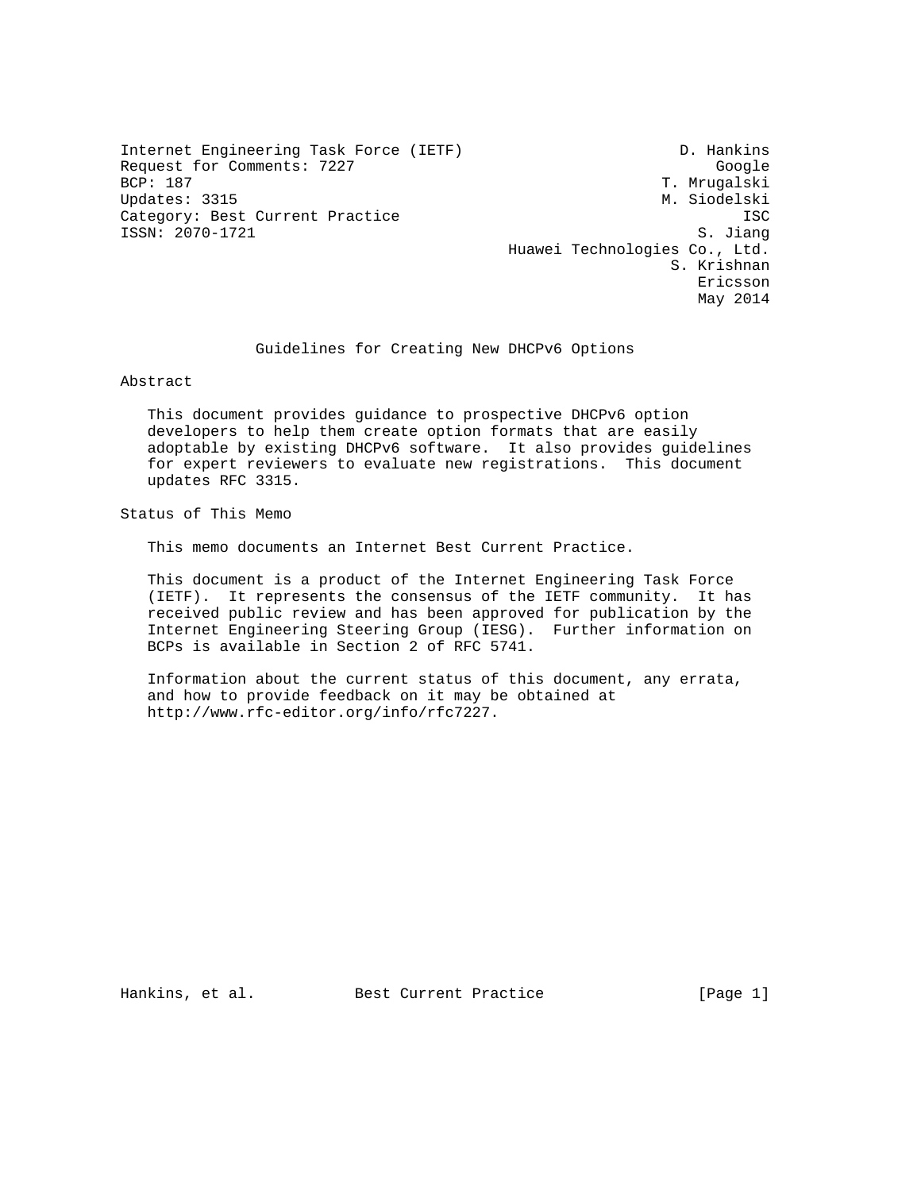Internet Engineering Task Force (IETF) D. Hankins
Request for Comments: 7227 Google
BCP: 187 T. Mrugalski
Updates: 3315 M. Siodelski
Category: Best Current Practice ISC
ISSN: 2070-1721 S. Jiang
Huawei Technologies Co., Ltd.
S. Krishnan
Ericsson
May 2014

# Guidelines for Creating New DHCPv6 Options

## Abstract

This document provides guidance to prospective DHCPv6 option developers to help them create option formats that are easily adoptable by existing DHCPv6 software. It also provides guidelines for expert reviewers to evaluate new registrations. This document updates RFC 3315.

## Status of This Memo

This memo documents an Internet Best Current Practice.

This document is a product of the Internet Engineering Task Force (IETF). It represents the consensus of the IETF community. It has received public review and has been approved for publication by the Internet Engineering Steering Group (IESG). Further information on BCPs is available in Section 2 of RFC 5741.

Information about the current status of this document, any errata, and how to provide feedback on it may be obtained at http://www.rfc-editor.org/info/rfc7227.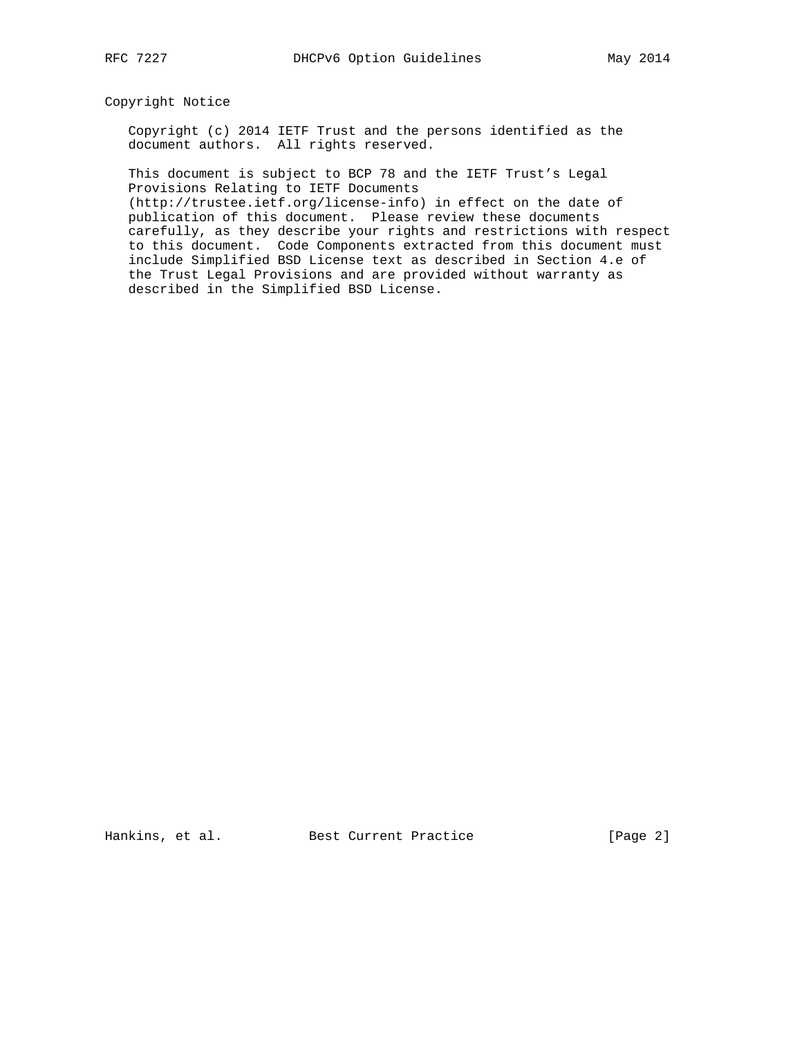## Copyright Notice

Copyright (c) 2014 IETF Trust and the persons identified as the document authors. All rights reserved.

This document is subject to BCP 78 and the IETF Trust's Legal Provisions Relating to IETF Documents (http://trustee.ietf.org/license-info) in effect on the date of publication of this document. Please review these documents carefully, as they describe your rights and restrictions with respect to this document. Code Components extracted from this document must include Simplified BSD License text as described in Section 4.e of the Trust Legal Provisions and are provided without warranty as described in the Simplified BSD License.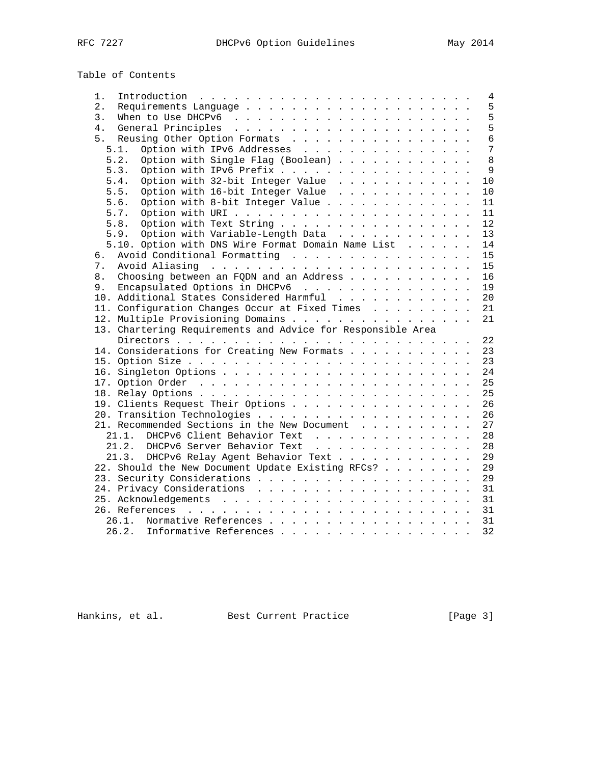# Table of Contents

- 1. Introduction . . . . . . . . . . . . . . . . . . . . . . . . 4
- 2. Requirements Language . . . . . . . . . . . . . . . . . . . . 5
- 3. When to Use DHCPv6 . . . . . . . . . . . . . . . . . . . . . 5
- 4. General Principles . . . . . . . . . . . . . . . . . . . . . 5
- 5. Reusing Other Option Formats . . . . . . . . . . . . . . . . 6
  - 5.1. Option with IPv6 Addresses . . . . . . . . . . . . . . . 7
  - 5.2. Option with Single Flag (Boolean) . . . . . . . . . . . . 8
  - 5.3. Option with IPv6 Prefix . . . . . . . . . . . . . . . . . 9
  - 5.4. Option with 32-bit Integer Value . . . . . . . . . . . . 10
  - 5.5. Option with 16-bit Integer Value . . . . . . . . . . . . 10
  - 5.6. Option with 8-bit Integer Value . . . . . . . . . . . . . 11
  - 5.7. Option with URI . . . . . . . . . . . . . . . . . . . . . 11
  - 5.8. Option with Text String . . . . . . . . . . . . . . . . . 12
  - 5.9. Option with Variable-Length Data . . . . . . . . . . . . 13
  - 5.10. Option with DNS Wire Format Domain Name List . . . . . . 14
- 6. Avoid Conditional Formatting . . . . . . . . . . . . . . . . 15
- 7. Avoid Aliasing . . . . . . . . . . . . . . . . . . . . . . . 15
- 8. Choosing between an FQDN and an Address . . . . . . . . . . . 16
- 9. Encapsulated Options in DHCPv6 . . . . . . . . . . . . . . . 19
- 10. Additional States Considered Harmful . . . . . . . . . . . . 20
- 11. Configuration Changes Occur at Fixed Times . . . . . . . . . 21
- 12. Multiple Provisioning Domains . . . . . . . . . . . . . . . . 21
- 13. Chartering Requirements and Advice for Responsible Area Directors . . . . . . . . . . . . . . . . . . . . . . . . . . 22
- 14. Considerations for Creating New Formats . . . . . . . . . . . 23
- 15. Option Size . . . . . . . . . . . . . . . . . . . . . . . . . 23
- 16. Singleton Options . . . . . . . . . . . . . . . . . . . . . . 24
- 17. Option Order . . . . . . . . . . . . . . . . . . . . . . . . 25
- 18. Relay Options . . . . . . . . . . . . . . . . . . . . . . . . 25
- 19. Clients Request Their Options . . . . . . . . . . . . . . . . 26
- 20. Transition Technologies . . . . . . . . . . . . . . . . . . . 26
- 21. Recommended Sections in the New Document . . . . . . . . . . 27
  - 21.1. DHCPv6 Client Behavior Text . . . . . . . . . . . . . . 28
  - 21.2. DHCPv6 Server Behavior Text . . . . . . . . . . . . . . 28
  - 21.3. DHCPv6 Relay Agent Behavior Text . . . . . . . . . . . . 29
- 22. Should the New Document Update Existing RFCs? . . . . . . . . 29
- 23. Security Considerations . . . . . . . . . . . . . . . . . . . 29
- 24. Privacy Considerations . . . . . . . . . . . . . . . . . . . 31
- 25. Acknowledgements . . . . . . . . . . . . . . . . . . . . . . 31
- 26. References . . . . . . . . . . . . . . . . . . . . . . . . . 31
  - 26.1. Normative References . . . . . . . . . . . . . . . . . . 31
  - 26.2. Informative References . . . . . . . . . . . . . . . . . 32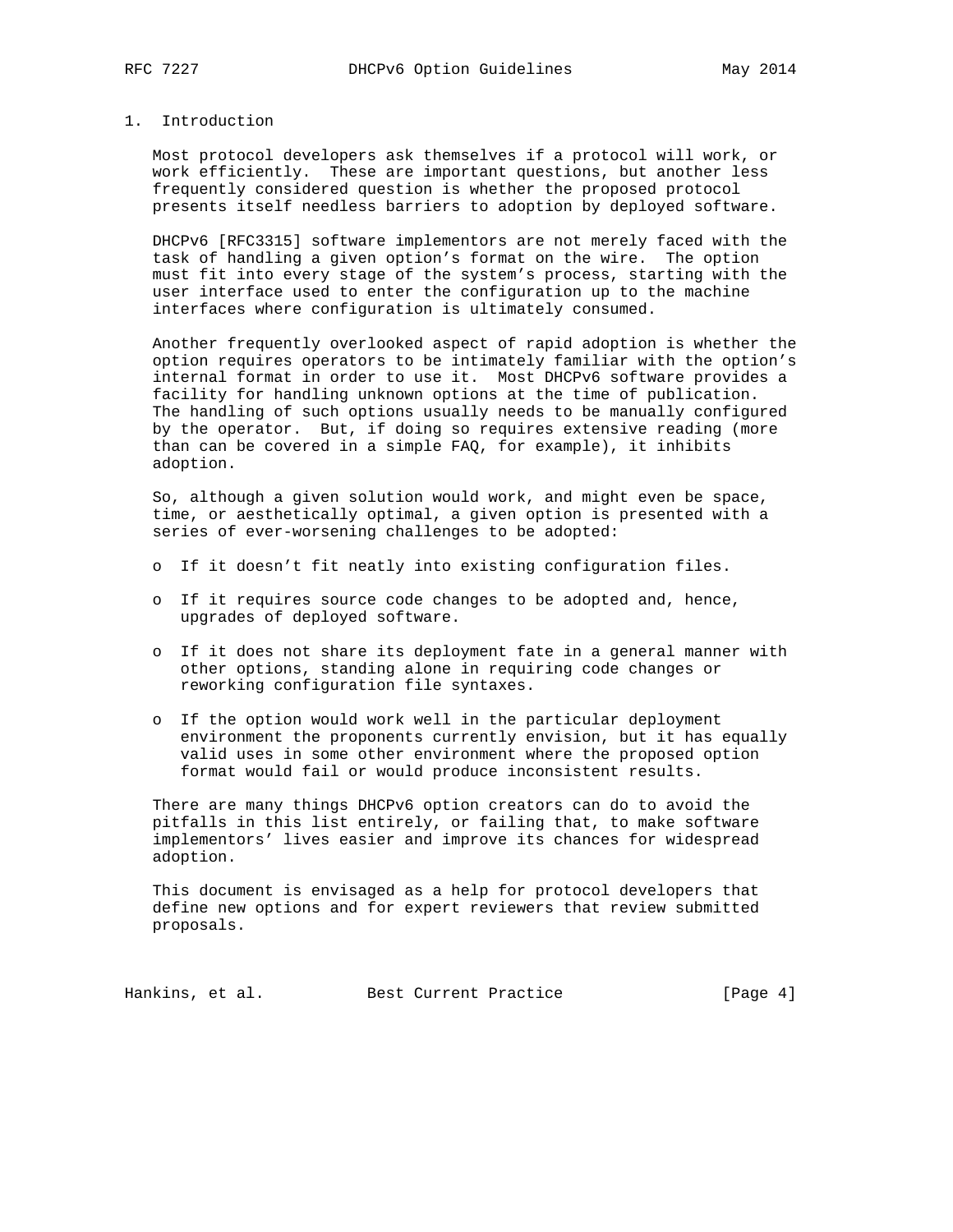# 1. Introduction

Most protocol developers ask themselves if a protocol will work, or work efficiently. These are important questions, but another less frequently considered question is whether the proposed protocol presents itself needless barriers to adoption by deployed software.

DHCPv6 [RFC3315] software implementors are not merely faced with the task of handling a given option's format on the wire. The option must fit into every stage of the system's process, starting with the user interface used to enter the configuration up to the machine interfaces where configuration is ultimately consumed.

Another frequently overlooked aspect of rapid adoption is whether the option requires operators to be intimately familiar with the option's internal format in order to use it. Most DHCPv6 software provides a facility for handling unknown options at the time of publication. The handling of such options usually needs to be manually configured by the operator. But, if doing so requires extensive reading (more than can be covered in a simple FAQ, for example), it inhibits adoption.

So, although a given solution would work, and might even be space, time, or aesthetically optimal, a given option is presented with a series of ever-worsening challenges to be adopted:

- If it doesn't fit neatly into existing configuration files.
- If it requires source code changes to be adopted and, hence, upgrades of deployed software.
- If it does not share its deployment fate in a general manner with other options, standing alone in requiring code changes or reworking configuration file syntaxes.
- If the option would work well in the particular deployment environment the proponents currently envision, but it has equally valid uses in some other environment where the proposed option format would fail or would produce inconsistent results.

There are many things DHCPv6 option creators can do to avoid the pitfalls in this list entirely, or failing that, to make software implementors' lives easier and improve its chances for widespread adoption.

This document is envisaged as a help for protocol developers that define new options and for expert reviewers that review submitted proposals.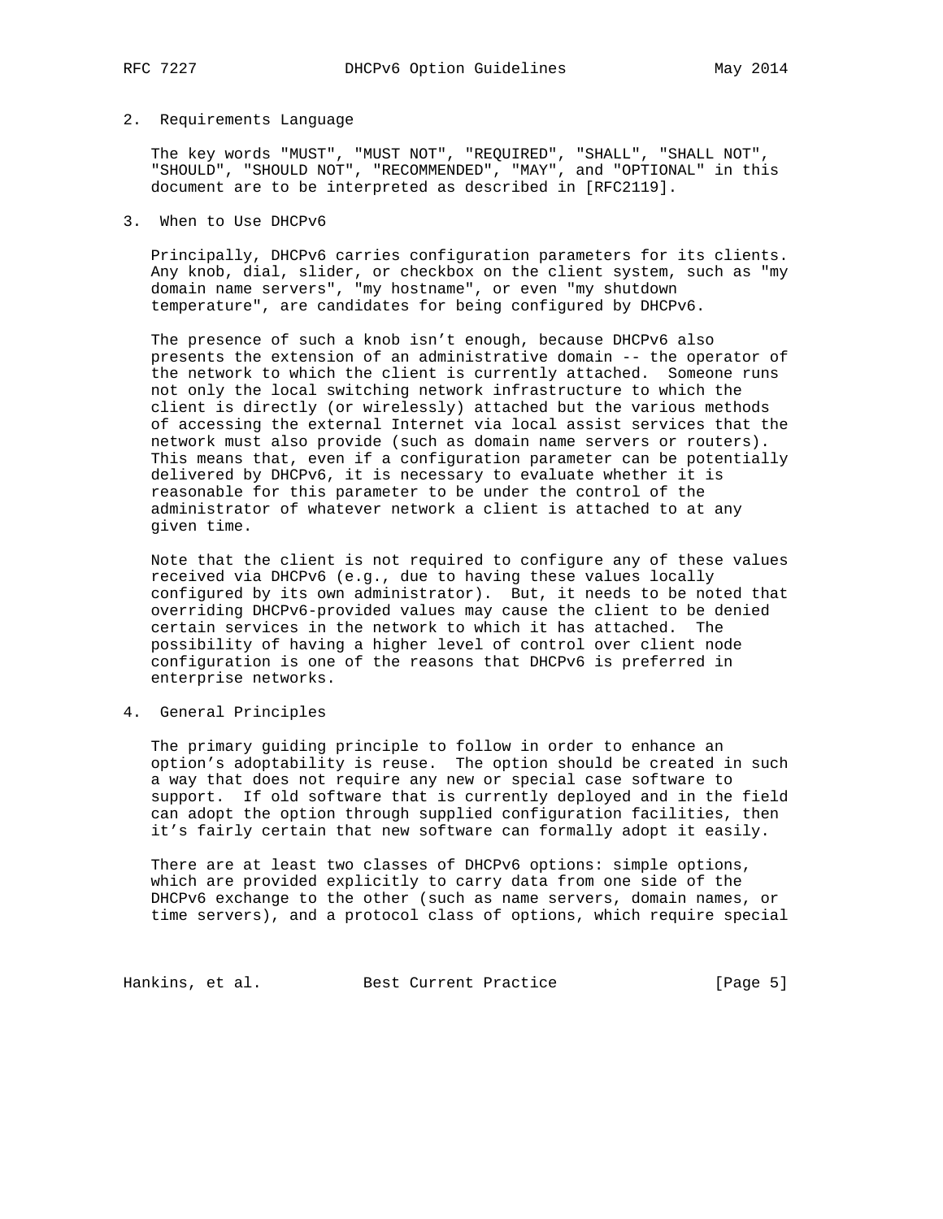## 2. Requirements Language

The key words "MUST", "MUST NOT", "REQUIRED", "SHALL", "SHALL NOT", "SHOULD", "SHOULD NOT", "RECOMMENDED", "MAY", and "OPTIONAL" in this document are to be interpreted as described in [RFC2119].

## 3. When to Use DHCPv6

Principally, DHCPv6 carries configuration parameters for its clients. Any knob, dial, slider, or checkbox on the client system, such as "my domain name servers", "my hostname", or even "my shutdown temperature", are candidates for being configured by DHCPv6.

The presence of such a knob isn’t enough, because DHCPv6 also presents the extension of an administrative domain -- the operator of the network to which the client is currently attached. Someone runs not only the local switching network infrastructure to which the client is directly (or wirelessly) attached but the various methods of accessing the external Internet via local assist services that the network must also provide (such as domain name servers or routers). This means that, even if a configuration parameter can be potentially delivered by DHCPv6, it is necessary to evaluate whether it is reasonable for this parameter to be under the control of the administrator of whatever network a client is attached to at any given time.

Note that the client is not required to configure any of these values received via DHCPv6 (e.g., due to having these values locally configured by its own administrator). But, it needs to be noted that overriding DHCPv6-provided values may cause the client to be denied certain services in the network to which it has attached. The possibility of having a higher level of control over client node configuration is one of the reasons that DHCPv6 is preferred in enterprise networks.

## 4. General Principles

The primary guiding principle to follow in order to enhance an option’s adoptability is reuse. The option should be created in such a way that does not require any new or special case software to support. If old software that is currently deployed and in the field can adopt the option through supplied configuration facilities, then it’s fairly certain that new software can formally adopt it easily.

There are at least two classes of DHCPv6 options: simple options, which are provided explicitly to carry data from one side of the DHCPv6 exchange to the other (such as name servers, domain names, or time servers), and a protocol class of options, which require special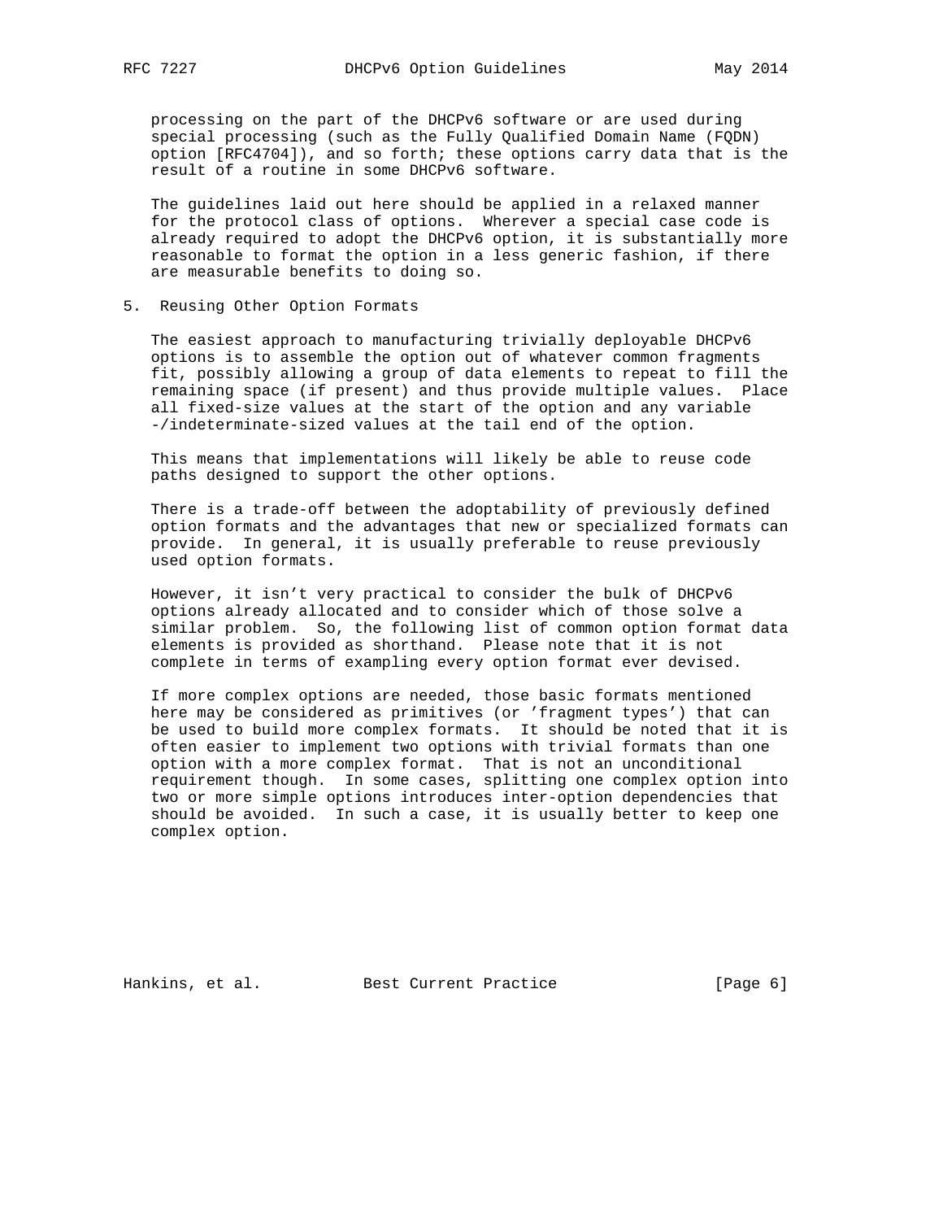processing on the part of the DHCPv6 software or are used during special processing (such as the Fully Qualified Domain Name (FQDN) option [RFC4704]), and so forth; these options carry data that is the result of a routine in some DHCPv6 software.

The guidelines laid out here should be applied in a relaxed manner for the protocol class of options. Wherever a special case code is already required to adopt the DHCPv6 option, it is substantially more reasonable to format the option in a less generic fashion, if there are measurable benefits to doing so.

## 5. Reusing Other Option Formats

The easiest approach to manufacturing trivially deployable DHCPv6 options is to assemble the option out of whatever common fragments fit, possibly allowing a group of data elements to repeat to fill the remaining space (if present) and thus provide multiple values. Place all fixed-size values at the start of the option and any variable -/indeterminate-sized values at the tail end of the option.

This means that implementations will likely be able to reuse code paths designed to support the other options.

There is a trade-off between the adoptability of previously defined option formats and the advantages that new or specialized formats can provide. In general, it is usually preferable to reuse previously used option formats.

However, it isn't very practical to consider the bulk of DHCPv6 options already allocated and to consider which of those solve a similar problem. So, the following list of common option format data elements is provided as shorthand. Please note that it is not complete in terms of exampling every option format ever devised.

If more complex options are needed, those basic formats mentioned here may be considered as primitives (or 'fragment types') that can be used to build more complex formats. It should be noted that it is often easier to implement two options with trivial formats than one option with a more complex format. That is not an unconditional requirement though. In some cases, splitting one complex option into two or more simple options introduces inter-option dependencies that should be avoided. In such a case, it is usually better to keep one complex option.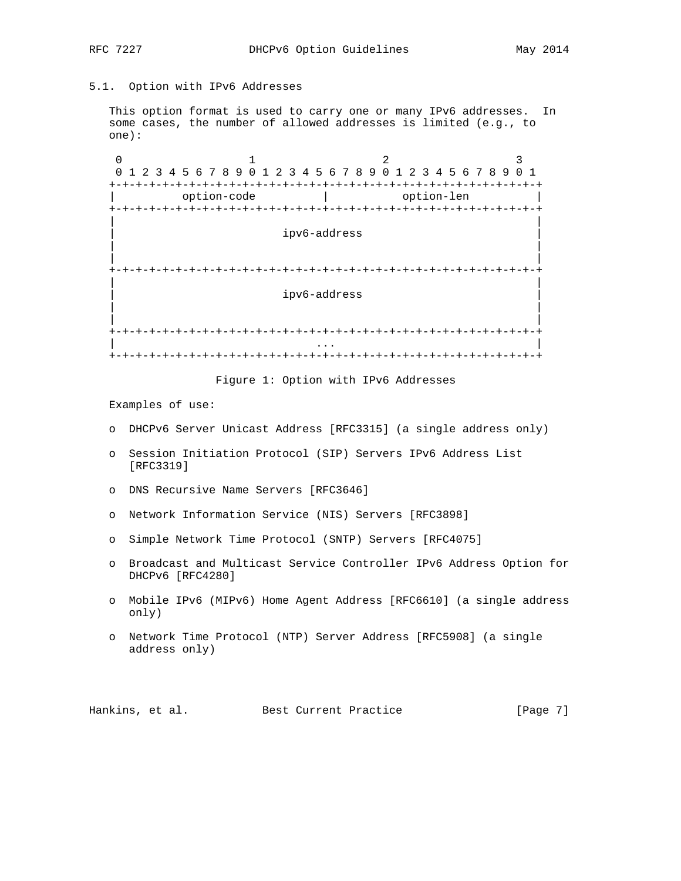### 5.1. Option with IPv6 Addresses

This option format is used to carry one or many IPv6 addresses. In some cases, the number of allowed addresses is limited (e.g., to one):

```
 0                   1                   2                   3
 0 1 2 3 4 5 6 7 8 9 0 1 2 3 4 5 6 7 8 9 0 1 2 3 4 5 6 7 8 9 0 1
+-+-+-+-+-+-+-+-+-+-+-+-+-+-+-+-+-+-+-+-+-+-+-+-+-+-+-+-+-+-+-+-+
|          option-code          |           option-len          |
+-+-+-+-+-+-+-+-+-+-+-+-+-+-+-+-+-+-+-+-+-+-+-+-+-+-+-+-+-+-+-+-+
|                                                               |
|                         ipv6-address                          |
|                                                               |
|                                                               |
+-+-+-+-+-+-+-+-+-+-+-+-+-+-+-+-+-+-+-+-+-+-+-+-+-+-+-+-+-+-+-+-+
|                                                               |
|                         ipv6-address                          |
|                                                               |
|                                                               |
+-+-+-+-+-+-+-+-+-+-+-+-+-+-+-+-+-+-+-+-+-+-+-+-+-+-+-+-+-+-+-+-+
|                              ...                              |
+-+-+-+-+-+-+-+-+-+-+-+-+-+-+-+-+-+-+-+-+-+-+-+-+-+-+-+-+-+-+-+-+
```

Figure 1: Option with IPv6 Addresses

Examples of use:

- DHCPv6 Server Unicast Address [RFC3315] (a single address only)
- Session Initiation Protocol (SIP) Servers IPv6 Address List [RFC3319]
- DNS Recursive Name Servers [RFC3646]
- Network Information Service (NIS) Servers [RFC3898]
- Simple Network Time Protocol (SNTP) Servers [RFC4075]
- Broadcast and Multicast Service Controller IPv6 Address Option for DHCPv6 [RFC4280]
- Mobile IPv6 (MIPv6) Home Agent Address [RFC6610] (a single address only)
- Network Time Protocol (NTP) Server Address [RFC5908] (a single address only)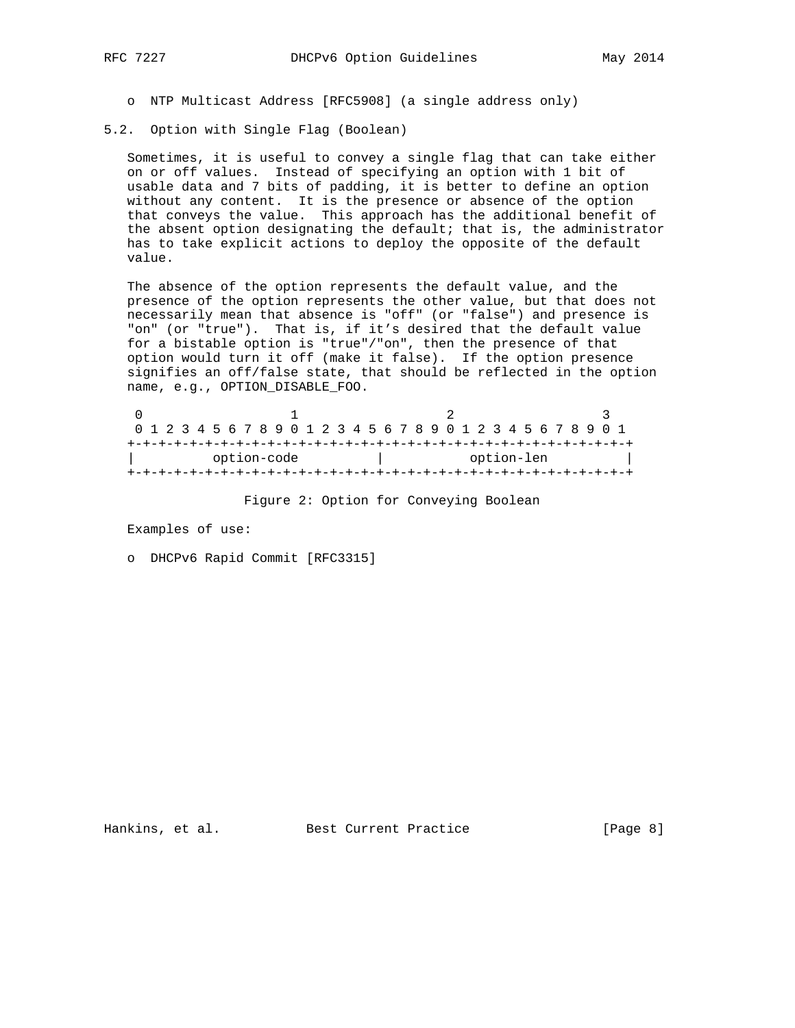- NTP Multicast Address [RFC5908] (a single address only)

## 5.2. Option with Single Flag (Boolean)

Sometimes, it is useful to convey a single flag that can take either on or off values. Instead of specifying an option with 1 bit of usable data and 7 bits of padding, it is better to define an option without any content. It is the presence or absence of the option that conveys the value. This approach has the additional benefit of the absent option designating the default; that is, the administrator has to take explicit actions to deploy the opposite of the default value.

The absence of the option represents the default value, and the presence of the option represents the other value, but that does not necessarily mean that absence is "off" (or "false") and presence is "on" (or "true"). That is, if it's desired that the default value for a bistable option is "true"/"on", then the presence of that option would turn it off (make it false). If the option presence signifies an off/false state, that should be reflected in the option name, e.g., OPTION_DISABLE_FOO.

```
 0                   1                   2                   3
 0 1 2 3 4 5 6 7 8 9 0 1 2 3 4 5 6 7 8 9 0 1 2 3 4 5 6 7 8 9 0 1
+-+-+-+-+-+-+-+-+-+-+-+-+-+-+-+-+-+-+-+-+-+-+-+-+-+-+-+-+-+-+-+-+
|          option-code          |           option-len          |
+-+-+-+-+-+-+-+-+-+-+-+-+-+-+-+-+-+-+-+-+-+-+-+-+-+-+-+-+-+-+-+-+
```

Figure 2: Option for Conveying Boolean

Examples of use:

- DHCPv6 Rapid Commit [RFC3315]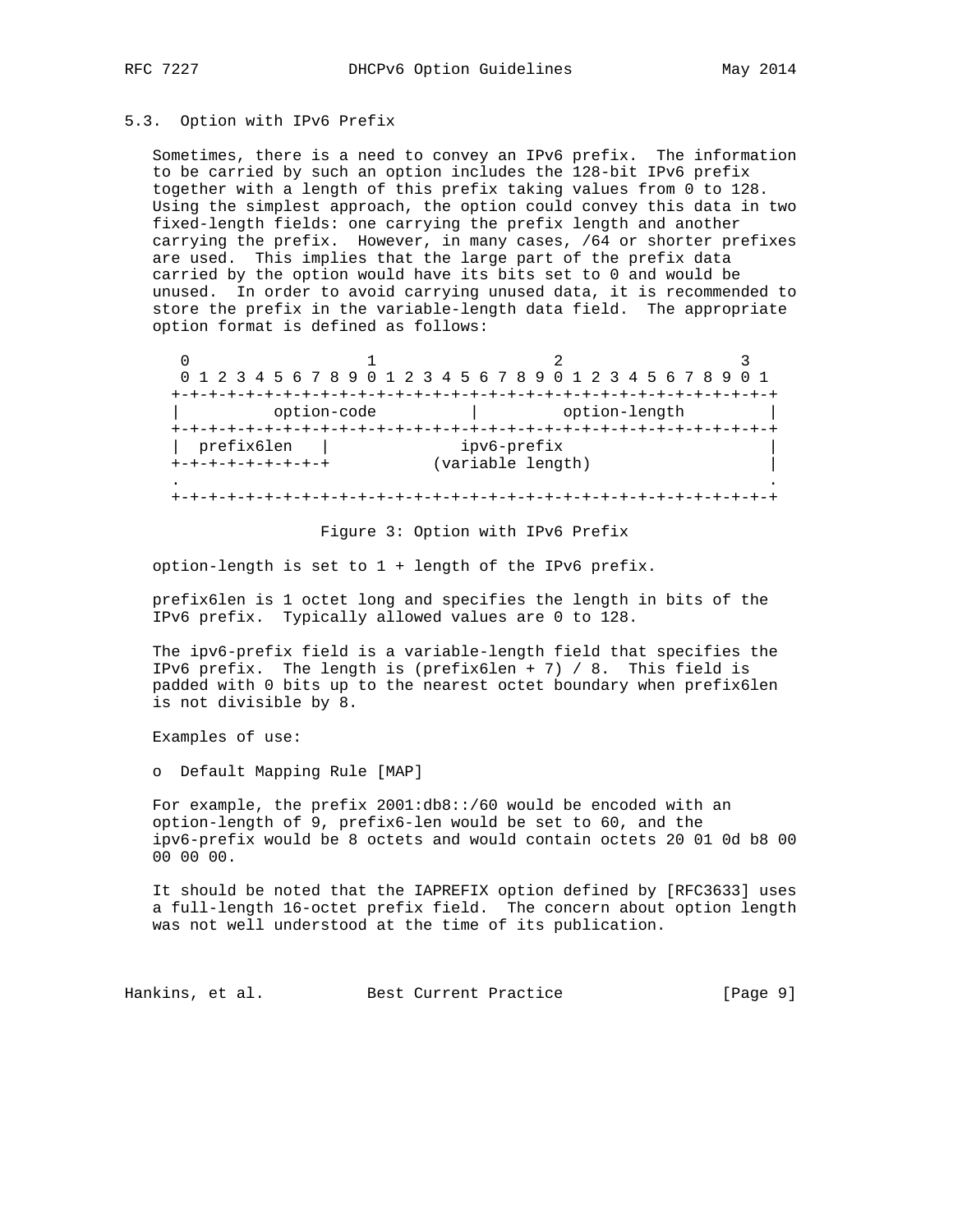### 5.3. Option with IPv6 Prefix

Sometimes, there is a need to convey an IPv6 prefix. The information to be carried by such an option includes the 128-bit IPv6 prefix together with a length of this prefix taking values from 0 to 128. Using the simplest approach, the option could convey this data in two fixed-length fields: one carrying the prefix length and another carrying the prefix. However, in many cases, /64 or shorter prefixes are used. This implies that the large part of the prefix data carried by the option would have its bits set to 0 and would be unused. In order to avoid carrying unused data, it is recommended to store the prefix in the variable-length data field. The appropriate option format is defined as follows:

```
 0                   1                   2                   3
 0 1 2 3 4 5 6 7 8 9 0 1 2 3 4 5 6 7 8 9 0 1 2 3 4 5 6 7 8 9 0 1
+-+-+-+-+-+-+-+-+-+-+-+-+-+-+-+-+-+-+-+-+-+-+-+-+-+-+-+-+-+-+-+-+
|          option-code          |         option-length         |
+-+-+-+-+-+-+-+-+-+-+-+-+-+-+-+-+-+-+-+-+-+-+-+-+-+-+-+-+-+-+-+-+
|  prefix6len   |              ipv6-prefix                      |
+-+-+-+-+-+-+-+-+           (variable length)                   |
.                                                               .
+-+-+-+-+-+-+-+-+-+-+-+-+-+-+-+-+-+-+-+-+-+-+-+-+-+-+-+-+-+-+-+-+
```

Figure 3: Option with IPv6 Prefix

option-length is set to 1 + length of the IPv6 prefix.

prefix6len is 1 octet long and specifies the length in bits of the IPv6 prefix. Typically allowed values are 0 to 128.

The ipv6-prefix field is a variable-length field that specifies the IPv6 prefix. The length is (prefix6len + 7) / 8. This field is padded with 0 bits up to the nearest octet boundary when prefix6len is not divisible by 8.

Examples of use:

o Default Mapping Rule [MAP]

For example, the prefix 2001:db8::/60 would be encoded with an option-length of 9, prefix6-len would be set to 60, and the ipv6-prefix would be 8 octets and would contain octets 20 01 0d b8 00 00 00 00.

It should be noted that the IAPREFIX option defined by [RFC3633] uses a full-length 16-octet prefix field. The concern about option length was not well understood at the time of its publication.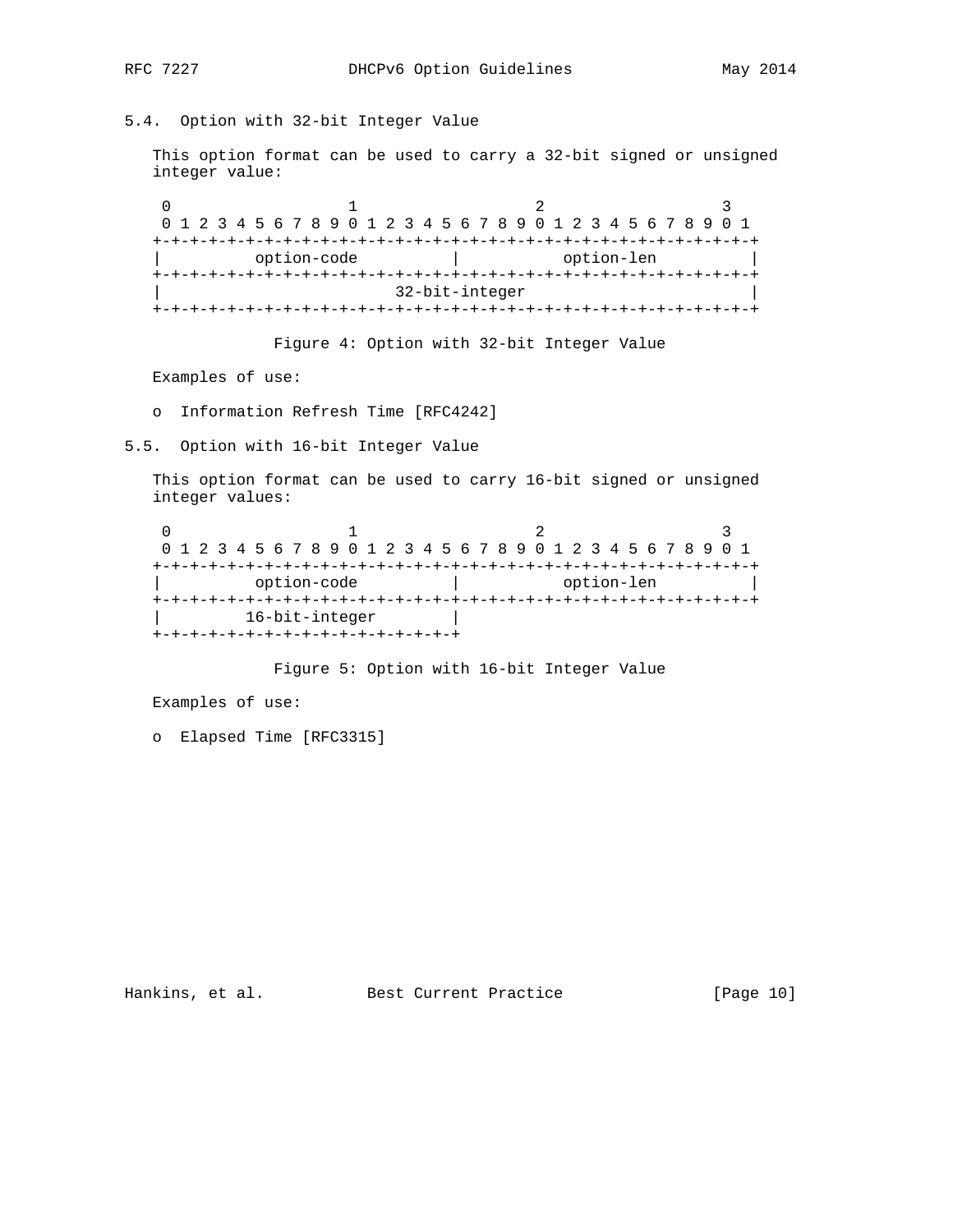### 5.4. Option with 32-bit Integer Value

This option format can be used to carry a 32-bit signed or unsigned integer value:

```
 0                   1                   2                   3
 0 1 2 3 4 5 6 7 8 9 0 1 2 3 4 5 6 7 8 9 0 1 2 3 4 5 6 7 8 9 0 1
+-+-+-+-+-+-+-+-+-+-+-+-+-+-+-+-+-+-+-+-+-+-+-+-+-+-+-+-+-+-+-+-+
|          option-code          |           option-len          |
+-+-+-+-+-+-+-+-+-+-+-+-+-+-+-+-+-+-+-+-+-+-+-+-+-+-+-+-+-+-+-+-+
|                         32-bit-integer                        |
+-+-+-+-+-+-+-+-+-+-+-+-+-+-+-+-+-+-+-+-+-+-+-+-+-+-+-+-+-+-+-+-+
```

Figure 4: Option with 32-bit Integer Value

Examples of use:

- Information Refresh Time [RFC4242]

### 5.5. Option with 16-bit Integer Value

This option format can be used to carry 16-bit signed or unsigned integer values:

```
 0                   1                   2                   3
 0 1 2 3 4 5 6 7 8 9 0 1 2 3 4 5 6 7 8 9 0 1 2 3 4 5 6 7 8 9 0 1
+-+-+-+-+-+-+-+-+-+-+-+-+-+-+-+-+-+-+-+-+-+-+-+-+-+-+-+-+-+-+-+-+
|          option-code          |           option-len          |
+-+-+-+-+-+-+-+-+-+-+-+-+-+-+-+-+-+-+-+-+-+-+-+-+-+-+-+-+-+-+-+-+
|         16-bit-integer        |
+-+-+-+-+-+-+-+-+-+-+-+-+-+-+-+-+
```

Figure 5: Option with 16-bit Integer Value

Examples of use:

- Elapsed Time [RFC3315]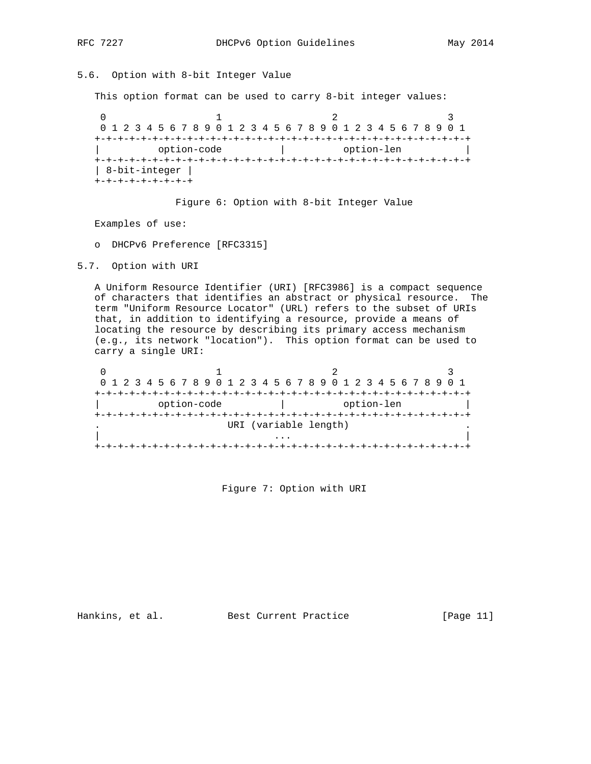### 5.6. Option with 8-bit Integer Value

This option format can be used to carry 8-bit integer values:

```
 0                   1                   2                   3
 0 1 2 3 4 5 6 7 8 9 0 1 2 3 4 5 6 7 8 9 0 1 2 3 4 5 6 7 8 9 0 1
+-+-+-+-+-+-+-+-+-+-+-+-+-+-+-+-+-+-+-+-+-+-+-+-+-+-+-+-+-+-+-+-+
|          option-code          |           option-len          |
+-+-+-+-+-+-+-+-+-+-+-+-+-+-+-+-+-+-+-+-+-+-+-+-+-+-+-+-+-+-+-+-+
| 8-bit-integer |
+-+-+-+-+-+-+-+-+
```

Figure 6: Option with 8-bit Integer Value

Examples of use:

- DHCPv6 Preference [RFC3315]

### 5.7. Option with URI

A Uniform Resource Identifier (URI) [RFC3986] is a compact sequence of characters that identifies an abstract or physical resource. The term "Uniform Resource Locator" (URL) refers to the subset of URIs that, in addition to identifying a resource, provide a means of locating the resource by describing its primary access mechanism (e.g., its network "location"). This option format can be used to carry a single URI:

```
 0                   1                   2                   3
 0 1 2 3 4 5 6 7 8 9 0 1 2 3 4 5 6 7 8 9 0 1 2 3 4 5 6 7 8 9 0 1
+-+-+-+-+-+-+-+-+-+-+-+-+-+-+-+-+-+-+-+-+-+-+-+-+-+-+-+-+-+-+-+-+
|          option-code          |           option-len          |
+-+-+-+-+-+-+-+-+-+-+-+-+-+-+-+-+-+-+-+-+-+-+-+-+-+-+-+-+-+-+-+-+
.                     URI (variable length)                     .
|                              ...                              |
+-+-+-+-+-+-+-+-+-+-+-+-+-+-+-+-+-+-+-+-+-+-+-+-+-+-+-+-+-+-+-+-+
```

Figure 7: Option with URI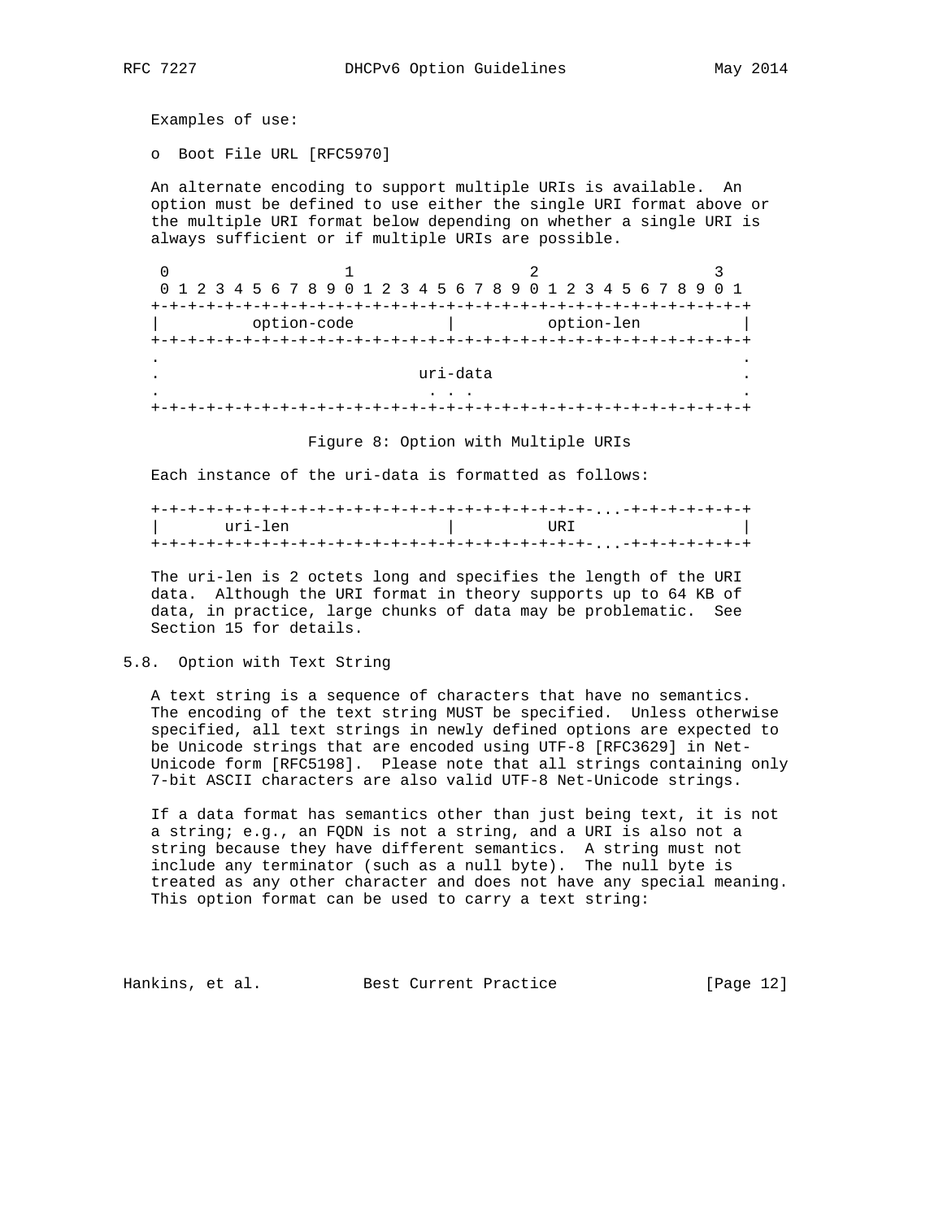Examples of use:

- Boot File URL [RFC5970]

An alternate encoding to support multiple URIs is available. An option must be defined to use either the single URI format above or the multiple URI format below depending on whether a single URI is always sufficient or if multiple URIs are possible.

```
 0                   1                   2                   3
 0 1 2 3 4 5 6 7 8 9 0 1 2 3 4 5 6 7 8 9 0 1 2 3 4 5 6 7 8 9 0 1
+-+-+-+-+-+-+-+-+-+-+-+-+-+-+-+-+-+-+-+-+-+-+-+-+-+-+-+-+-+-+-+-+
|          option-code          |           option-len          |
+-+-+-+-+-+-+-+-+-+-+-+-+-+-+-+-+-+-+-+-+-+-+-+-+-+-+-+-+-+-+-+-+
.                                                               .
.                           uri-data                            .
.                            . . .                              .
+-+-+-+-+-+-+-+-+-+-+-+-+-+-+-+-+-+-+-+-+-+-+-+-+-+-+-+-+-+-+-+-+
```

Figure 8: Option with Multiple URIs

Each instance of the uri-data is formatted as follows:

```
+-+-+-+-+-+-+-+-+-+-+-+-+-+-+-+-+-+-+-+-+-+-+-+-+-...-+-+-+-+-+-+-+
|       uri-len                 |          URI                    |
+-+-+-+-+-+-+-+-+-+-+-+-+-+-+-+-+-+-+-+-+-+-+-+-+-...-+-+-+-+-+-+-+
```

The uri-len is 2 octets long and specifies the length of the URI data. Although the URI format in theory supports up to 64 KB of data, in practice, large chunks of data may be problematic. See Section 15 for details.

## 5.8. Option with Text String

A text string is a sequence of characters that have no semantics. The encoding of the text string MUST be specified. Unless otherwise specified, all text strings in newly defined options are expected to be Unicode strings that are encoded using UTF-8 [RFC3629] in Net-Unicode form [RFC5198]. Please note that all strings containing only 7-bit ASCII characters are also valid UTF-8 Net-Unicode strings.

If a data format has semantics other than just being text, it is not a string; e.g., an FQDN is not a string, and a URI is also not a string because they have different semantics. A string must not include any terminator (such as a null byte). The null byte is treated as any other character and does not have any special meaning. This option format can be used to carry a text string: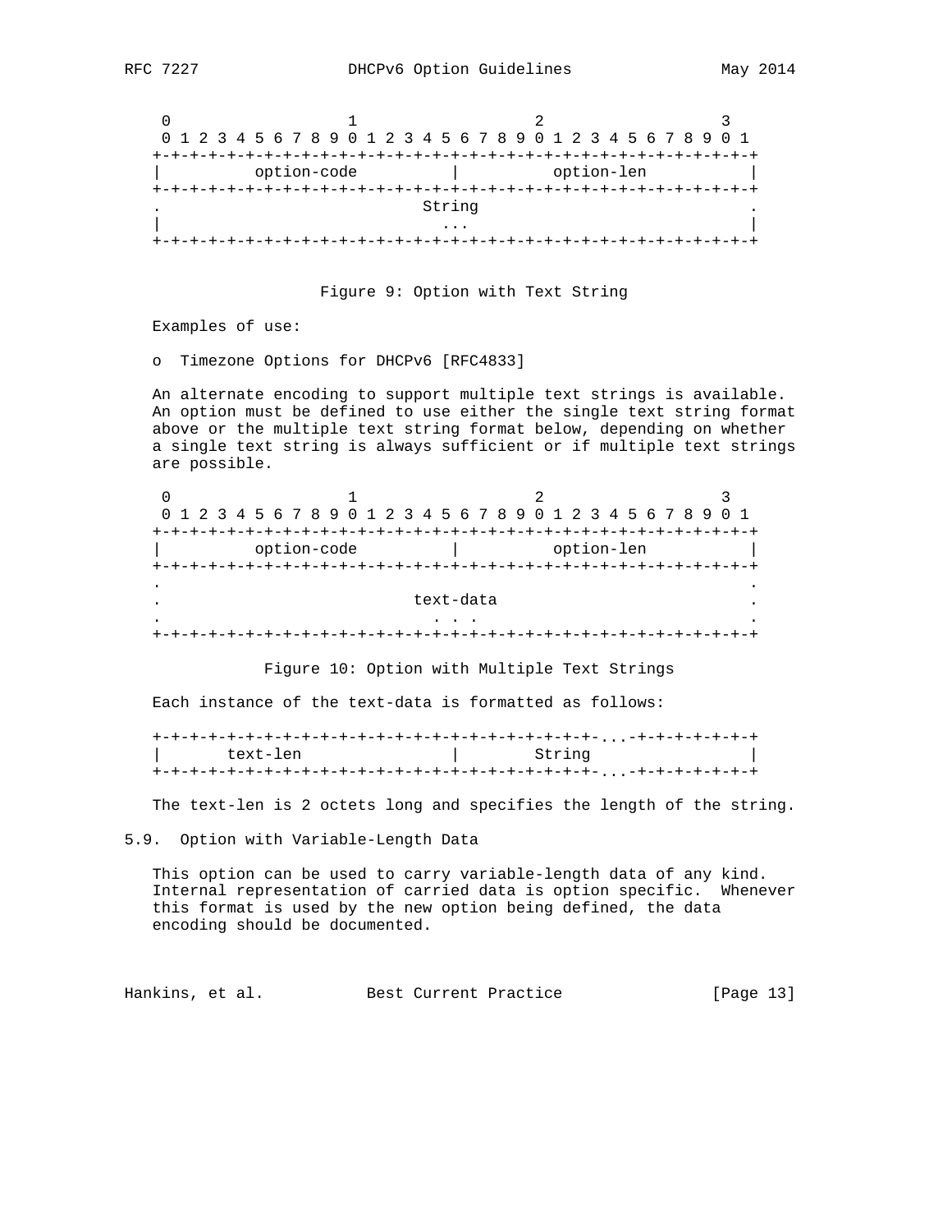```
     0                   1                   2                   3
     0 1 2 3 4 5 6 7 8 9 0 1 2 3 4 5 6 7 8 9 0 1 2 3 4 5 6 7 8 9 0 1
    +-+-+-+-+-+-+-+-+-+-+-+-+-+-+-+-+-+-+-+-+-+-+-+-+-+-+-+-+-+-+-+-+
    |          option-code          |          option-len           |
    +-+-+-+-+-+-+-+-+-+-+-+-+-+-+-+-+-+-+-+-+-+-+-+-+-+-+-+-+-+-+-+-+
    .                            String                             .
    |                              ...                              |
    +-+-+-+-+-+-+-+-+-+-+-+-+-+-+-+-+-+-+-+-+-+-+-+-+-+-+-+-+-+-+-+-+
```

Figure 9: Option with Text String

Examples of use:

- Timezone Options for DHCPv6 [RFC4833]

An alternate encoding to support multiple text strings is available. An option must be defined to use either the single text string format above or the multiple text string format below, depending on whether a single text string is always sufficient or if multiple text strings are possible.

```
     0                   1                   2                   3
     0 1 2 3 4 5 6 7 8 9 0 1 2 3 4 5 6 7 8 9 0 1 2 3 4 5 6 7 8 9 0 1
    +-+-+-+-+-+-+-+-+-+-+-+-+-+-+-+-+-+-+-+-+-+-+-+-+-+-+-+-+-+-+-+-+
    |          option-code          |          option-len           |
    +-+-+-+-+-+-+-+-+-+-+-+-+-+-+-+-+-+-+-+-+-+-+-+-+-+-+-+-+-+-+-+-+
    .                                                               .
    .                           text-data                           .
    .                             . . .                             .
    +-+-+-+-+-+-+-+-+-+-+-+-+-+-+-+-+-+-+-+-+-+-+-+-+-+-+-+-+-+-+-+-+
```

Figure 10: Option with Multiple Text Strings

Each instance of the text-data is formatted as follows:

```
    +-+-+-+-+-+-+-+-+-+-+-+-+-+-+-+-+-+-+-+-+-+-+-+-...-+-+-+-+-+-+-+
    |       text-len                |        String                 |
    +-+-+-+-+-+-+-+-+-+-+-+-+-+-+-+-+-+-+-+-+-+-+-+-...-+-+-+-+-+-+-+
```

The text-len is 2 octets long and specifies the length of the string.

## 5.9. Option with Variable-Length Data

This option can be used to carry variable-length data of any kind. Internal representation of carried data is option specific. Whenever this format is used by the new option being defined, the data encoding should be documented.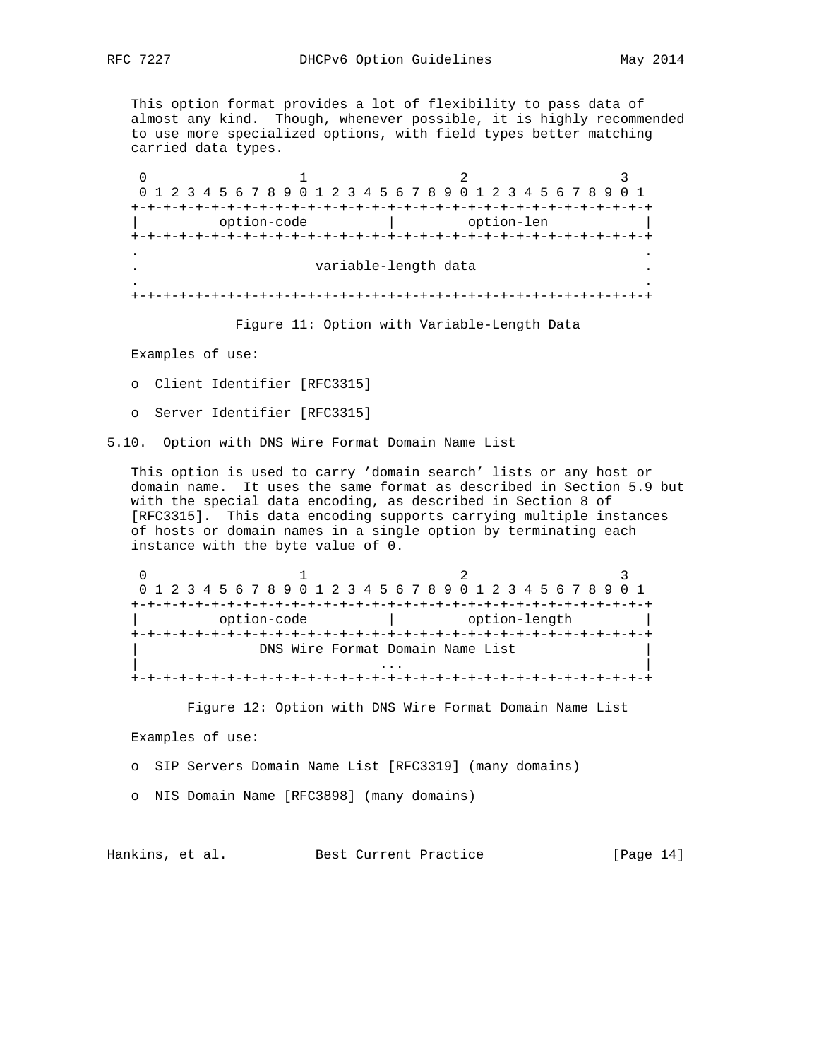This option format provides a lot of flexibility to pass data of almost any kind. Though, whenever possible, it is highly recommended to use more specialized options, with field types better matching carried data types.

```
 0                   1                   2                   3
 0 1 2 3 4 5 6 7 8 9 0 1 2 3 4 5 6 7 8 9 0 1 2 3 4 5 6 7 8 9 0 1
+-+-+-+-+-+-+-+-+-+-+-+-+-+-+-+-+-+-+-+-+-+-+-+-+-+-+-+-+-+-+-+-+
|          option-code          |         option-len            |
+-+-+-+-+-+-+-+-+-+-+-+-+-+-+-+-+-+-+-+-+-+-+-+-+-+-+-+-+-+-+-+-+
.                                                               .
.                     variable-length data                      .
.                                                               .
+-+-+-+-+-+-+-+-+-+-+-+-+-+-+-+-+-+-+-+-+-+-+-+-+-+-+-+-+-+-+-+-+
```

Figure 11: Option with Variable-Length Data

Examples of use:

- Client Identifier [RFC3315]
- Server Identifier [RFC3315]

## 5.10. Option with DNS Wire Format Domain Name List

This option is used to carry 'domain search' lists or any host or domain name. It uses the same format as described in Section 5.9 but with the special data encoding, as described in Section 8 of [RFC3315]. This data encoding supports carrying multiple instances of hosts or domain names in a single option by terminating each instance with the byte value of 0.

```
 0                   1                   2                   3
 0 1 2 3 4 5 6 7 8 9 0 1 2 3 4 5 6 7 8 9 0 1 2 3 4 5 6 7 8 9 0 1
+-+-+-+-+-+-+-+-+-+-+-+-+-+-+-+-+-+-+-+-+-+-+-+-+-+-+-+-+-+-+-+-+
|          option-code          |         option-length         |
+-+-+-+-+-+-+-+-+-+-+-+-+-+-+-+-+-+-+-+-+-+-+-+-+-+-+-+-+-+-+-+-+
|               DNS Wire Format Domain Name List                |
|                              ...                              |
+-+-+-+-+-+-+-+-+-+-+-+-+-+-+-+-+-+-+-+-+-+-+-+-+-+-+-+-+-+-+-+-+
```

Figure 12: Option with DNS Wire Format Domain Name List

Examples of use:

- SIP Servers Domain Name List [RFC3319] (many domains)
- NIS Domain Name [RFC3898] (many domains)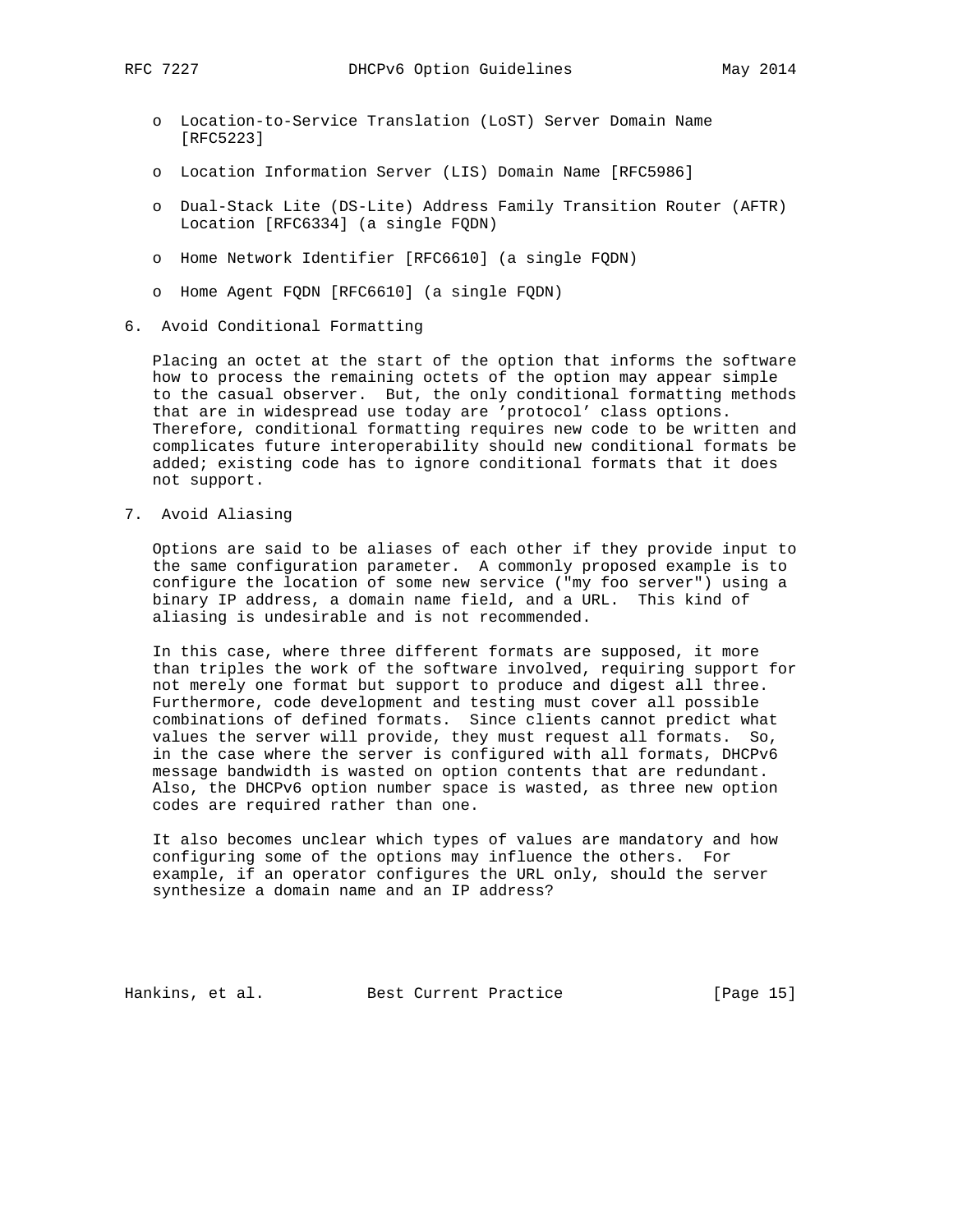- Location-to-Service Translation (LoST) Server Domain Name [RFC5223]
- Location Information Server (LIS) Domain Name [RFC5986]
- Dual-Stack Lite (DS-Lite) Address Family Transition Router (AFTR) Location [RFC6334] (a single FQDN)
- Home Network Identifier [RFC6610] (a single FQDN)
- Home Agent FQDN [RFC6610] (a single FQDN)

## 6. Avoid Conditional Formatting

Placing an octet at the start of the option that informs the software how to process the remaining octets of the option may appear simple to the casual observer. But, the only conditional formatting methods that are in widespread use today are 'protocol' class options. Therefore, conditional formatting requires new code to be written and complicates future interoperability should new conditional formats be added; existing code has to ignore conditional formats that it does not support.

## 7. Avoid Aliasing

Options are said to be aliases of each other if they provide input to the same configuration parameter. A commonly proposed example is to configure the location of some new service ("my foo server") using a binary IP address, a domain name field, and a URL. This kind of aliasing is undesirable and is not recommended.

In this case, where three different formats are supposed, it more than triples the work of the software involved, requiring support for not merely one format but support to produce and digest all three. Furthermore, code development and testing must cover all possible combinations of defined formats. Since clients cannot predict what values the server will provide, they must request all formats. So, in the case where the server is configured with all formats, DHCPv6 message bandwidth is wasted on option contents that are redundant. Also, the DHCPv6 option number space is wasted, as three new option codes are required rather than one.

It also becomes unclear which types of values are mandatory and how configuring some of the options may influence the others. For example, if an operator configures the URL only, should the server synthesize a domain name and an IP address?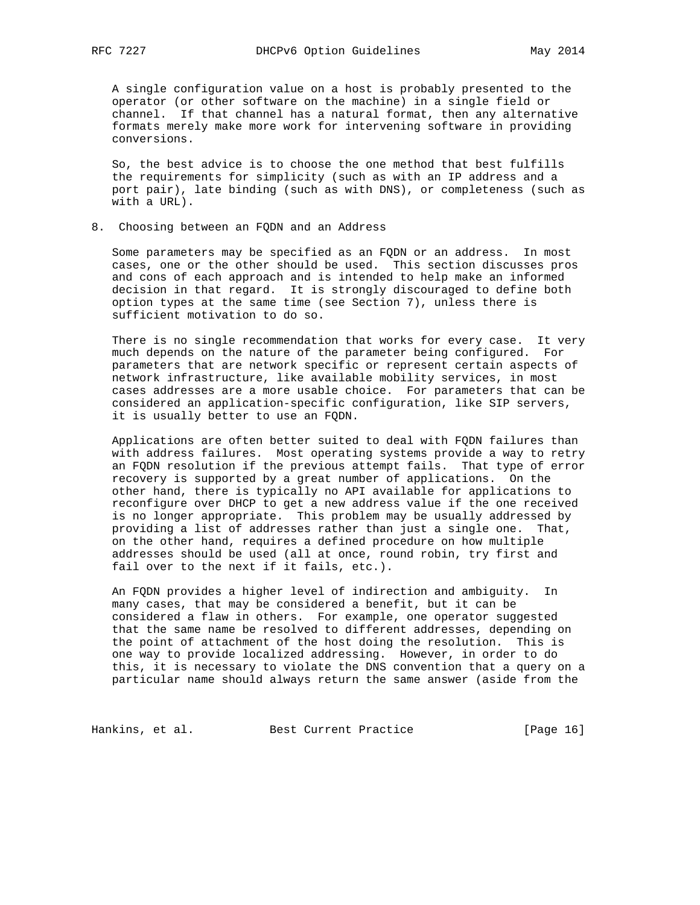A single configuration value on a host is probably presented to the operator (or other software on the machine) in a single field or channel. If that channel has a natural format, then any alternative formats merely make more work for intervening software in providing conversions.

So, the best advice is to choose the one method that best fulfills the requirements for simplicity (such as with an IP address and a port pair), late binding (such as with DNS), or completeness (such as with a URL).

## 8. Choosing between an FQDN and an Address

Some parameters may be specified as an FQDN or an address. In most cases, one or the other should be used. This section discusses pros and cons of each approach and is intended to help make an informed decision in that regard. It is strongly discouraged to define both option types at the same time (see Section 7), unless there is sufficient motivation to do so.

There is no single recommendation that works for every case. It very much depends on the nature of the parameter being configured. For parameters that are network specific or represent certain aspects of network infrastructure, like available mobility services, in most cases addresses are a more usable choice. For parameters that can be considered an application-specific configuration, like SIP servers, it is usually better to use an FQDN.

Applications are often better suited to deal with FQDN failures than with address failures. Most operating systems provide a way to retry an FQDN resolution if the previous attempt fails. That type of error recovery is supported by a great number of applications. On the other hand, there is typically no API available for applications to reconfigure over DHCP to get a new address value if the one received is no longer appropriate. This problem may be usually addressed by providing a list of addresses rather than just a single one. That, on the other hand, requires a defined procedure on how multiple addresses should be used (all at once, round robin, try first and fail over to the next if it fails, etc.).

An FQDN provides a higher level of indirection and ambiguity. In many cases, that may be considered a benefit, but it can be considered a flaw in others. For example, one operator suggested that the same name be resolved to different addresses, depending on the point of attachment of the host doing the resolution. This is one way to provide localized addressing. However, in order to do this, it is necessary to violate the DNS convention that a query on a particular name should always return the same answer (aside from the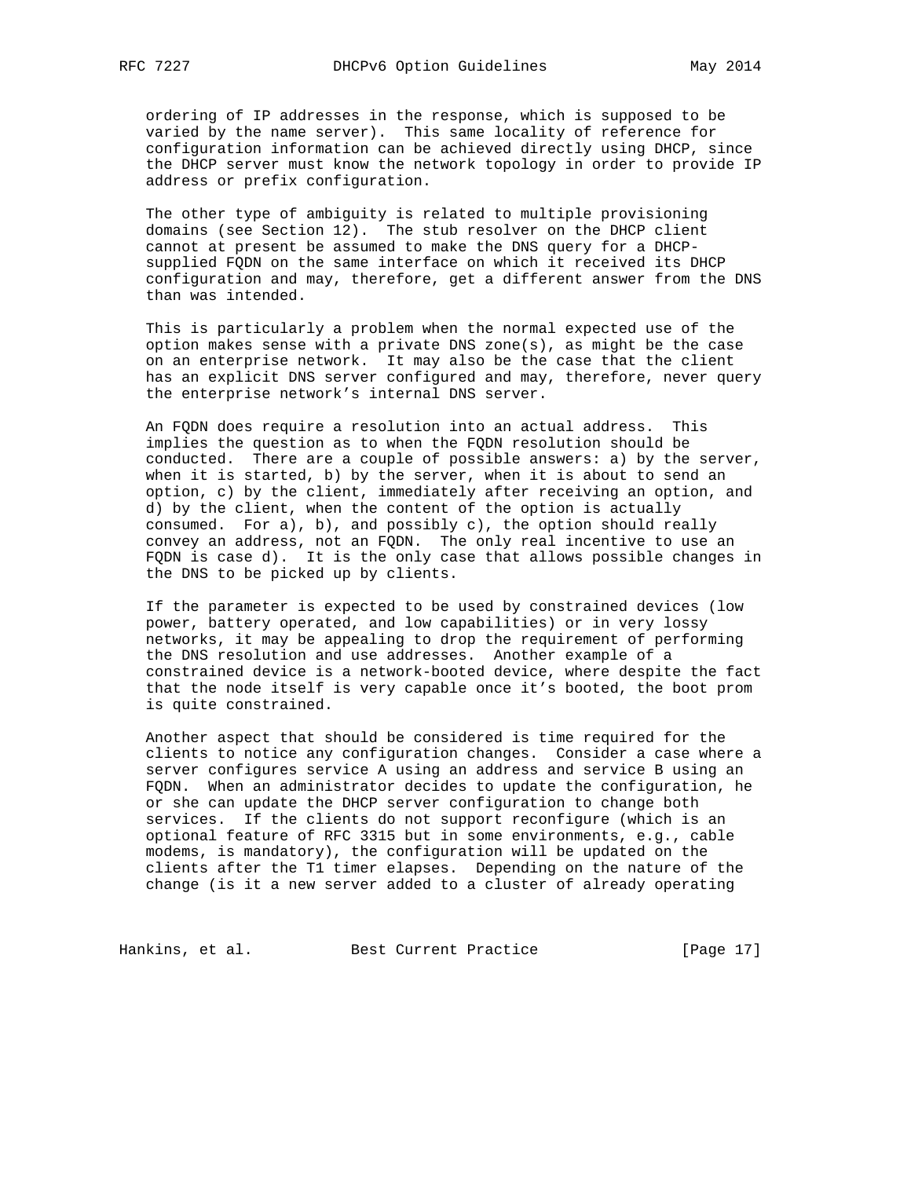ordering of IP addresses in the response, which is supposed to be varied by the name server). This same locality of reference for configuration information can be achieved directly using DHCP, since the DHCP server must know the network topology in order to provide IP address or prefix configuration.

The other type of ambiguity is related to multiple provisioning domains (see Section 12). The stub resolver on the DHCP client cannot at present be assumed to make the DNS query for a DHCP-supplied FQDN on the same interface on which it received its DHCP configuration and may, therefore, get a different answer from the DNS than was intended.

This is particularly a problem when the normal expected use of the option makes sense with a private DNS zone(s), as might be the case on an enterprise network. It may also be the case that the client has an explicit DNS server configured and may, therefore, never query the enterprise network's internal DNS server.

An FQDN does require a resolution into an actual address. This implies the question as to when the FQDN resolution should be conducted. There are a couple of possible answers: a) by the server, when it is started, b) by the server, when it is about to send an option, c) by the client, immediately after receiving an option, and d) by the client, when the content of the option is actually consumed. For a), b), and possibly c), the option should really convey an address, not an FQDN. The only real incentive to use an FQDN is case d). It is the only case that allows possible changes in the DNS to be picked up by clients.

If the parameter is expected to be used by constrained devices (low power, battery operated, and low capabilities) or in very lossy networks, it may be appealing to drop the requirement of performing the DNS resolution and use addresses. Another example of a constrained device is a network-booted device, where despite the fact that the node itself is very capable once it's booted, the boot prom is quite constrained.

Another aspect that should be considered is time required for the clients to notice any configuration changes. Consider a case where a server configures service A using an address and service B using an FQDN. When an administrator decides to update the configuration, he or she can update the DHCP server configuration to change both services. If the clients do not support reconfigure (which is an optional feature of RFC 3315 but in some environments, e.g., cable modems, is mandatory), the configuration will be updated on the clients after the T1 timer elapses. Depending on the nature of the change (is it a new server added to a cluster of already operating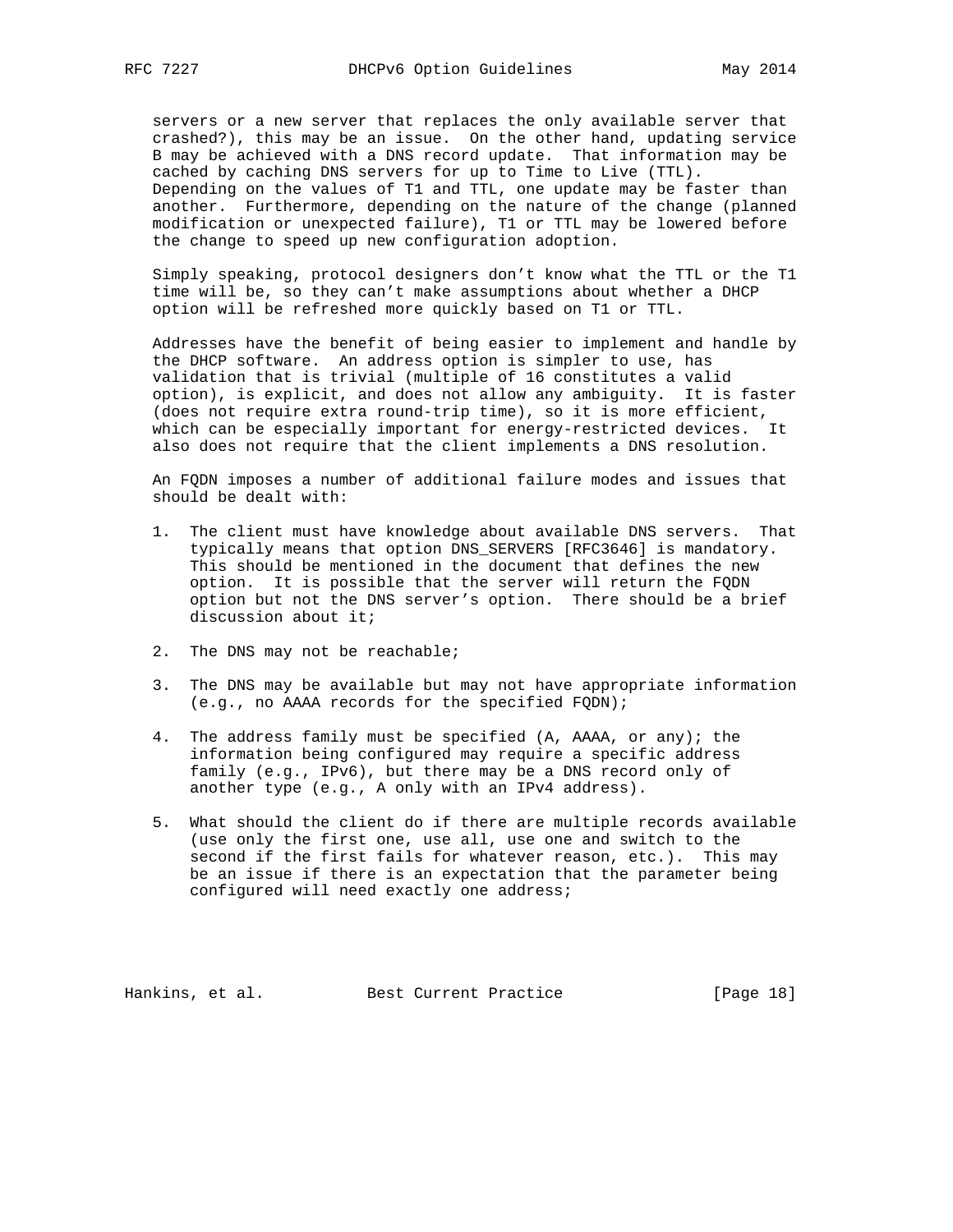servers or a new server that replaces the only available server that crashed?), this may be an issue. On the other hand, updating service B may be achieved with a DNS record update. That information may be cached by caching DNS servers for up to Time to Live (TTL). Depending on the values of T1 and TTL, one update may be faster than another. Furthermore, depending on the nature of the change (planned modification or unexpected failure), T1 or TTL may be lowered before the change to speed up new configuration adoption.

Simply speaking, protocol designers don't know what the TTL or the T1 time will be, so they can't make assumptions about whether a DHCP option will be refreshed more quickly based on T1 or TTL.

Addresses have the benefit of being easier to implement and handle by the DHCP software. An address option is simpler to use, has validation that is trivial (multiple of 16 constitutes a valid option), is explicit, and does not allow any ambiguity. It is faster (does not require extra round-trip time), so it is more efficient, which can be especially important for energy-restricted devices. It also does not require that the client implements a DNS resolution.

An FQDN imposes a number of additional failure modes and issues that should be dealt with:

1. The client must have knowledge about available DNS servers. That typically means that option DNS_SERVERS [RFC3646] is mandatory. This should be mentioned in the document that defines the new option. It is possible that the server will return the FQDN option but not the DNS server's option. There should be a brief discussion about it;

2. The DNS may not be reachable;

3. The DNS may be available but may not have appropriate information (e.g., no AAAA records for the specified FQDN);

4. The address family must be specified (A, AAAA, or any); the information being configured may require a specific address family (e.g., IPv6), but there may be a DNS record only of another type (e.g., A only with an IPv4 address).

5. What should the client do if there are multiple records available (use only the first one, use all, use one and switch to the second if the first fails for whatever reason, etc.). This may be an issue if there is an expectation that the parameter being configured will need exactly one address;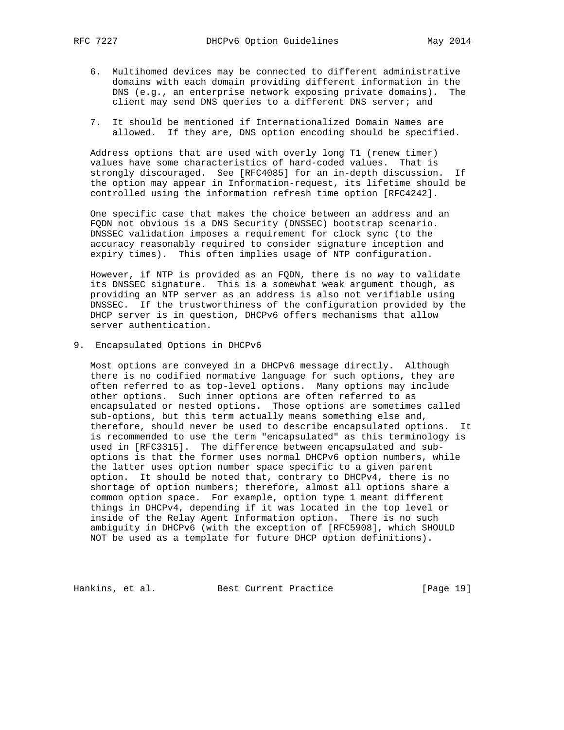6. Multihomed devices may be connected to different administrative domains with each domain providing different information in the DNS (e.g., an enterprise network exposing private domains). The client may send DNS queries to a different DNS server; and

7. It should be mentioned if Internationalized Domain Names are allowed. If they are, DNS option encoding should be specified.

Address options that are used with overly long T1 (renew timer) values have some characteristics of hard-coded values. That is strongly discouraged. See [RFC4085] for an in-depth discussion. If the option may appear in Information-request, its lifetime should be controlled using the information refresh time option [RFC4242].

One specific case that makes the choice between an address and an FQDN not obvious is a DNS Security (DNSSEC) bootstrap scenario. DNSSEC validation imposes a requirement for clock sync (to the accuracy reasonably required to consider signature inception and expiry times). This often implies usage of NTP configuration.

However, if NTP is provided as an FQDN, there is no way to validate its DNSSEC signature. This is a somewhat weak argument though, as providing an NTP server as an address is also not verifiable using DNSSEC. If the trustworthiness of the configuration provided by the DHCP server is in question, DHCPv6 offers mechanisms that allow server authentication.

## 9. Encapsulated Options in DHCPv6

Most options are conveyed in a DHCPv6 message directly. Although there is no codified normative language for such options, they are often referred to as top-level options. Many options may include other options. Such inner options are often referred to as encapsulated or nested options. Those options are sometimes called sub-options, but this term actually means something else and, therefore, should never be used to describe encapsulated options. It is recommended to use the term "encapsulated" as this terminology is used in [RFC3315]. The difference between encapsulated and sub-options is that the former uses normal DHCPv6 option numbers, while the latter uses option number space specific to a given parent option. It should be noted that, contrary to DHCPv4, there is no shortage of option numbers; therefore, almost all options share a common option space. For example, option type 1 meant different things in DHCPv4, depending if it was located in the top level or inside of the Relay Agent Information option. There is no such ambiguity in DHCPv6 (with the exception of [RFC5908], which SHOULD NOT be used as a template for future DHCP option definitions).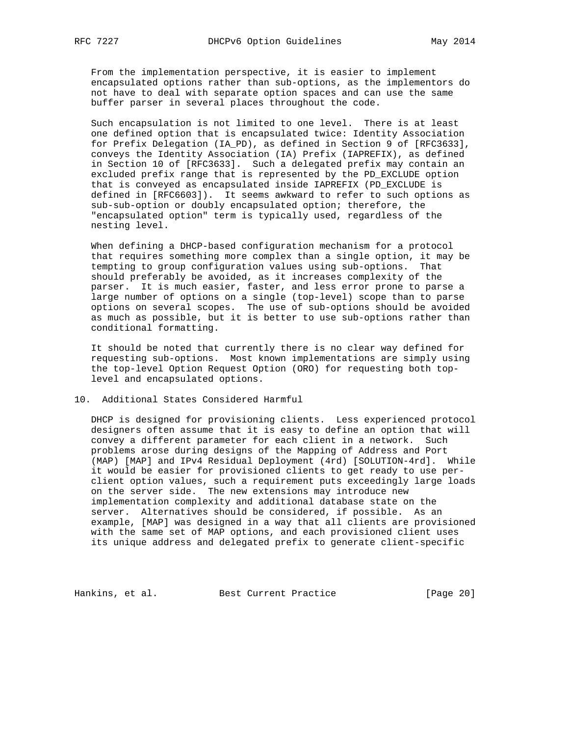From the implementation perspective, it is easier to implement encapsulated options rather than sub-options, as the implementors do not have to deal with separate option spaces and can use the same buffer parser in several places throughout the code.

Such encapsulation is not limited to one level. There is at least one defined option that is encapsulated twice: Identity Association for Prefix Delegation (IA_PD), as defined in Section 9 of [RFC3633], conveys the Identity Association (IA) Prefix (IAPREFIX), as defined in Section 10 of [RFC3633]. Such a delegated prefix may contain an excluded prefix range that is represented by the PD_EXCLUDE option that is conveyed as encapsulated inside IAPREFIX (PD_EXCLUDE is defined in [RFC6603]). It seems awkward to refer to such options as sub-sub-option or doubly encapsulated option; therefore, the "encapsulated option" term is typically used, regardless of the nesting level.

When defining a DHCP-based configuration mechanism for a protocol that requires something more complex than a single option, it may be tempting to group configuration values using sub-options. That should preferably be avoided, as it increases complexity of the parser. It is much easier, faster, and less error prone to parse a large number of options on a single (top-level) scope than to parse options on several scopes. The use of sub-options should be avoided as much as possible, but it is better to use sub-options rather than conditional formatting.

It should be noted that currently there is no clear way defined for requesting sub-options. Most known implementations are simply using the top-level Option Request Option (ORO) for requesting both top-level and encapsulated options.

## 10. Additional States Considered Harmful

DHCP is designed for provisioning clients. Less experienced protocol designers often assume that it is easy to define an option that will convey a different parameter for each client in a network. Such problems arose during designs of the Mapping of Address and Port (MAP) [MAP] and IPv4 Residual Deployment (4rd) [SOLUTION-4rd]. While it would be easier for provisioned clients to get ready to use per-client option values, such a requirement puts exceedingly large loads on the server side. The new extensions may introduce new implementation complexity and additional database state on the server. Alternatives should be considered, if possible. As an example, [MAP] was designed in a way that all clients are provisioned with the same set of MAP options, and each provisioned client uses its unique address and delegated prefix to generate client-specific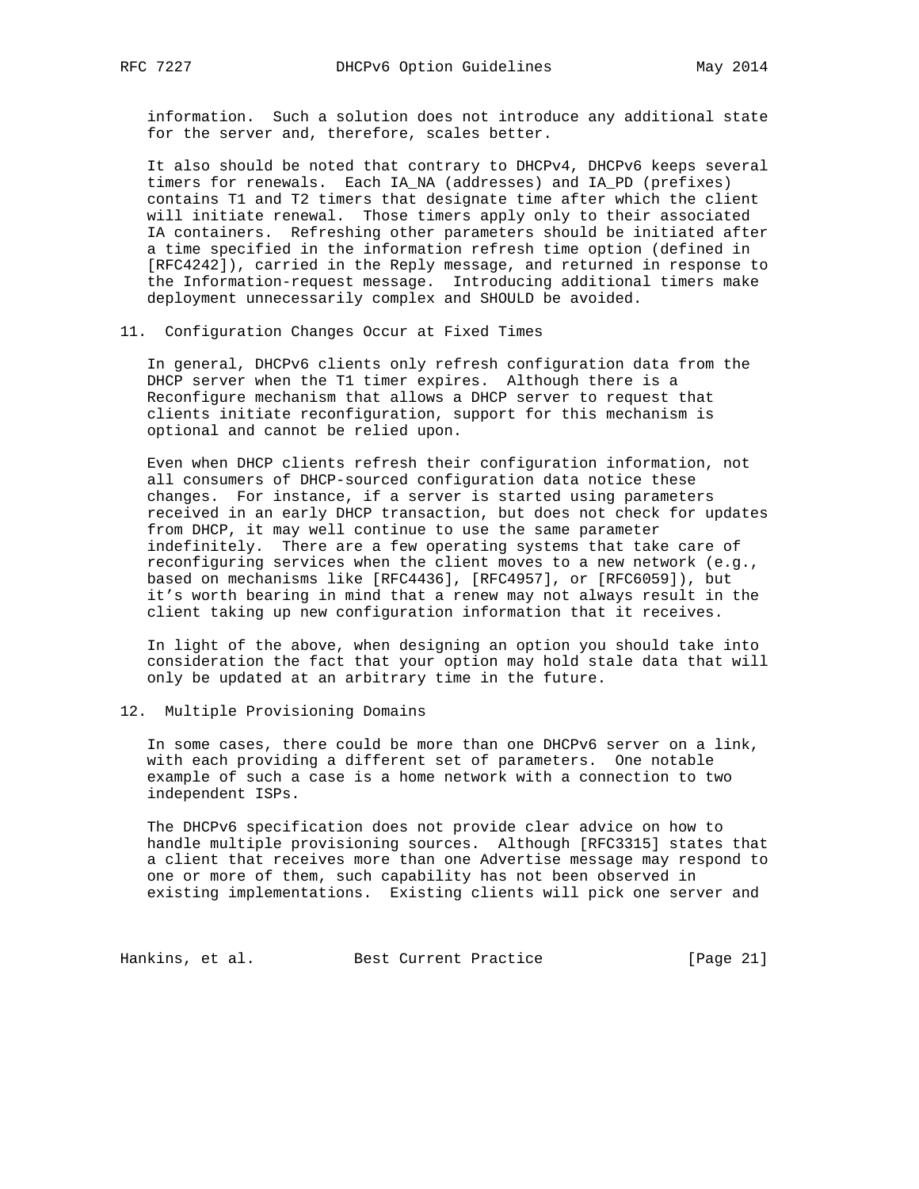information. Such a solution does not introduce any additional state for the server and, therefore, scales better.

It also should be noted that contrary to DHCPv4, DHCPv6 keeps several timers for renewals. Each IA_NA (addresses) and IA_PD (prefixes) contains T1 and T2 timers that designate time after which the client will initiate renewal. Those timers apply only to their associated IA containers. Refreshing other parameters should be initiated after a time specified in the information refresh time option (defined in [RFC4242]), carried in the Reply message, and returned in response to the Information-request message. Introducing additional timers make deployment unnecessarily complex and SHOULD be avoided.

## 11. Configuration Changes Occur at Fixed Times

In general, DHCPv6 clients only refresh configuration data from the DHCP server when the T1 timer expires. Although there is a Reconfigure mechanism that allows a DHCP server to request that clients initiate reconfiguration, support for this mechanism is optional and cannot be relied upon.

Even when DHCP clients refresh their configuration information, not all consumers of DHCP-sourced configuration data notice these changes. For instance, if a server is started using parameters received in an early DHCP transaction, but does not check for updates from DHCP, it may well continue to use the same parameter indefinitely. There are a few operating systems that take care of reconfiguring services when the client moves to a new network (e.g., based on mechanisms like [RFC4436], [RFC4957], or [RFC6059]), but it's worth bearing in mind that a renew may not always result in the client taking up new configuration information that it receives.

In light of the above, when designing an option you should take into consideration the fact that your option may hold stale data that will only be updated at an arbitrary time in the future.

## 12. Multiple Provisioning Domains

In some cases, there could be more than one DHCPv6 server on a link, with each providing a different set of parameters. One notable example of such a case is a home network with a connection to two independent ISPs.

The DHCPv6 specification does not provide clear advice on how to handle multiple provisioning sources. Although [RFC3315] states that a client that receives more than one Advertise message may respond to one or more of them, such capability has not been observed in existing implementations. Existing clients will pick one server and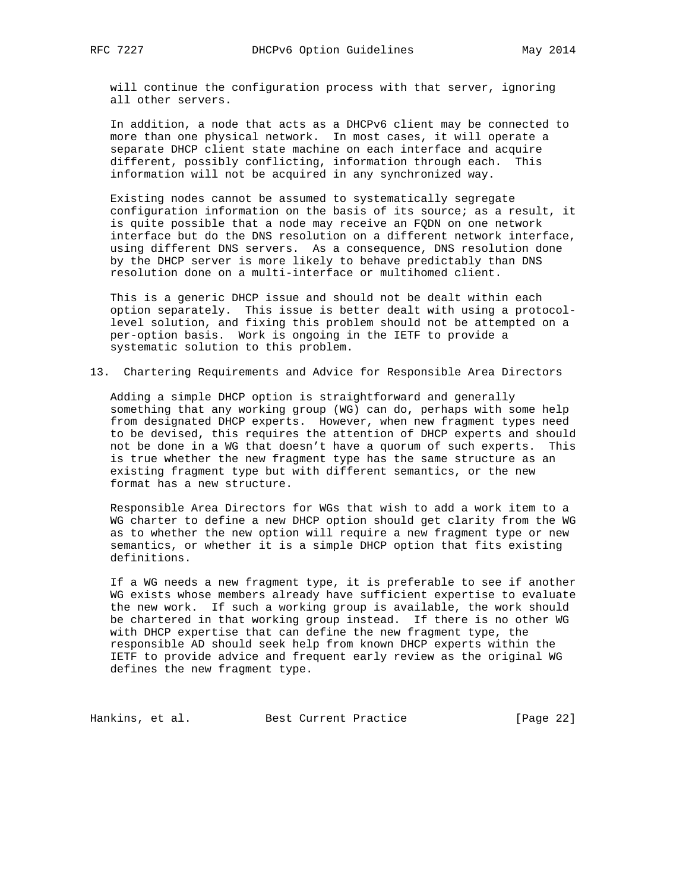will continue the configuration process with that server, ignoring all other servers.

In addition, a node that acts as a DHCPv6 client may be connected to more than one physical network. In most cases, it will operate a separate DHCP client state machine on each interface and acquire different, possibly conflicting, information through each. This information will not be acquired in any synchronized way.

Existing nodes cannot be assumed to systematically segregate configuration information on the basis of its source; as a result, it is quite possible that a node may receive an FQDN on one network interface but do the DNS resolution on a different network interface, using different DNS servers. As a consequence, DNS resolution done by the DHCP server is more likely to behave predictably than DNS resolution done on a multi-interface or multihomed client.

This is a generic DHCP issue and should not be dealt within each option separately. This issue is better dealt with using a protocol-level solution, and fixing this problem should not be attempted on a per-option basis. Work is ongoing in the IETF to provide a systematic solution to this problem.

## 13. Chartering Requirements and Advice for Responsible Area Directors

Adding a simple DHCP option is straightforward and generally something that any working group (WG) can do, perhaps with some help from designated DHCP experts. However, when new fragment types need to be devised, this requires the attention of DHCP experts and should not be done in a WG that doesn't have a quorum of such experts. This is true whether the new fragment type has the same structure as an existing fragment type but with different semantics, or the new format has a new structure.

Responsible Area Directors for WGs that wish to add a work item to a WG charter to define a new DHCP option should get clarity from the WG as to whether the new option will require a new fragment type or new semantics, or whether it is a simple DHCP option that fits existing definitions.

If a WG needs a new fragment type, it is preferable to see if another WG exists whose members already have sufficient expertise to evaluate the new work. If such a working group is available, the work should be chartered in that working group instead. If there is no other WG with DHCP expertise that can define the new fragment type, the responsible AD should seek help from known DHCP experts within the IETF to provide advice and frequent early review as the original WG defines the new fragment type.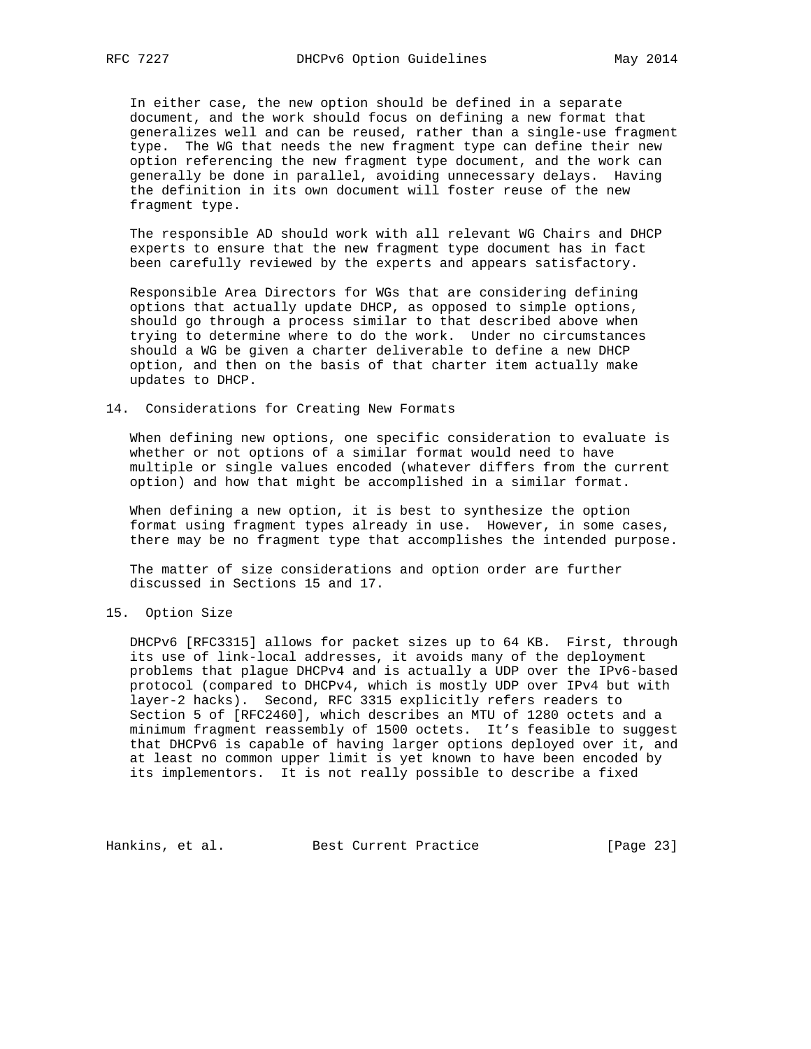In either case, the new option should be defined in a separate document, and the work should focus on defining a new format that generalizes well and can be reused, rather than a single-use fragment type. The WG that needs the new fragment type can define their new option referencing the new fragment type document, and the work can generally be done in parallel, avoiding unnecessary delays. Having the definition in its own document will foster reuse of the new fragment type.

The responsible AD should work with all relevant WG Chairs and DHCP experts to ensure that the new fragment type document has in fact been carefully reviewed by the experts and appears satisfactory.

Responsible Area Directors for WGs that are considering defining options that actually update DHCP, as opposed to simple options, should go through a process similar to that described above when trying to determine where to do the work. Under no circumstances should a WG be given a charter deliverable to define a new DHCP option, and then on the basis of that charter item actually make updates to DHCP.

## 14. Considerations for Creating New Formats

When defining new options, one specific consideration to evaluate is whether or not options of a similar format would need to have multiple or single values encoded (whatever differs from the current option) and how that might be accomplished in a similar format.

When defining a new option, it is best to synthesize the option format using fragment types already in use. However, in some cases, there may be no fragment type that accomplishes the intended purpose.

The matter of size considerations and option order are further discussed in Sections 15 and 17.

## 15. Option Size

DHCPv6 [RFC3315] allows for packet sizes up to 64 KB. First, through its use of link-local addresses, it avoids many of the deployment problems that plague DHCPv4 and is actually a UDP over the IPv6-based protocol (compared to DHCPv4, which is mostly UDP over IPv4 but with layer-2 hacks). Second, RFC 3315 explicitly refers readers to Section 5 of [RFC2460], which describes an MTU of 1280 octets and a minimum fragment reassembly of 1500 octets. It's feasible to suggest that DHCPv6 is capable of having larger options deployed over it, and at least no common upper limit is yet known to have been encoded by its implementors. It is not really possible to describe a fixed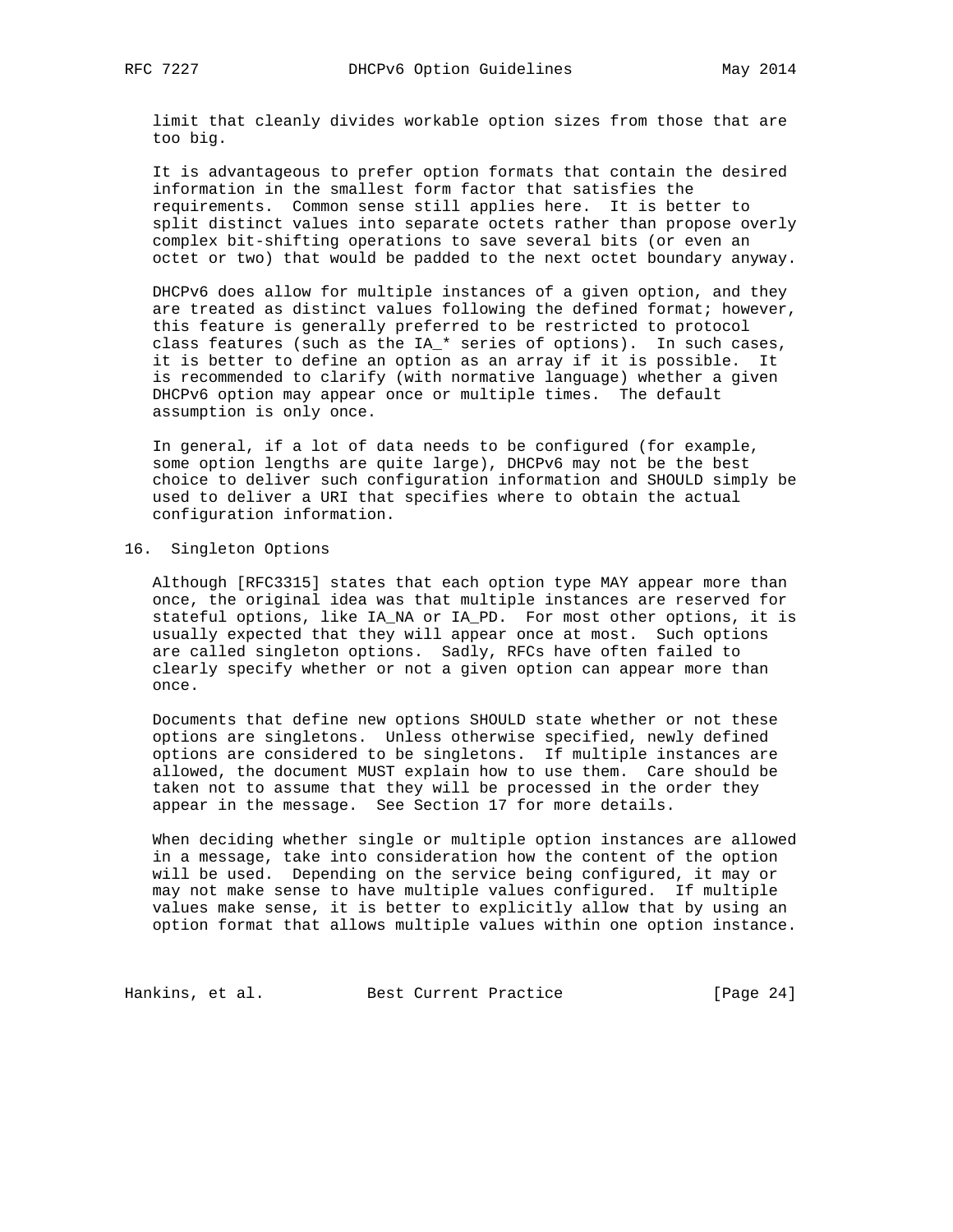limit that cleanly divides workable option sizes from those that are too big.

It is advantageous to prefer option formats that contain the desired information in the smallest form factor that satisfies the requirements. Common sense still applies here. It is better to split distinct values into separate octets rather than propose overly complex bit-shifting operations to save several bits (or even an octet or two) that would be padded to the next octet boundary anyway.

DHCPv6 does allow for multiple instances of a given option, and they are treated as distinct values following the defined format; however, this feature is generally preferred to be restricted to protocol class features (such as the IA_* series of options). In such cases, it is better to define an option as an array if it is possible. It is recommended to clarify (with normative language) whether a given DHCPv6 option may appear once or multiple times. The default assumption is only once.

In general, if a lot of data needs to be configured (for example, some option lengths are quite large), DHCPv6 may not be the best choice to deliver such configuration information and SHOULD simply be used to deliver a URI that specifies where to obtain the actual configuration information.

## 16. Singleton Options

Although [RFC3315] states that each option type MAY appear more than once, the original idea was that multiple instances are reserved for stateful options, like IA_NA or IA_PD. For most other options, it is usually expected that they will appear once at most. Such options are called singleton options. Sadly, RFCs have often failed to clearly specify whether or not a given option can appear more than once.

Documents that define new options SHOULD state whether or not these options are singletons. Unless otherwise specified, newly defined options are considered to be singletons. If multiple instances are allowed, the document MUST explain how to use them. Care should be taken not to assume that they will be processed in the order they appear in the message. See Section 17 for more details.

When deciding whether single or multiple option instances are allowed in a message, take into consideration how the content of the option will be used. Depending on the service being configured, it may or may not make sense to have multiple values configured. If multiple values make sense, it is better to explicitly allow that by using an option format that allows multiple values within one option instance.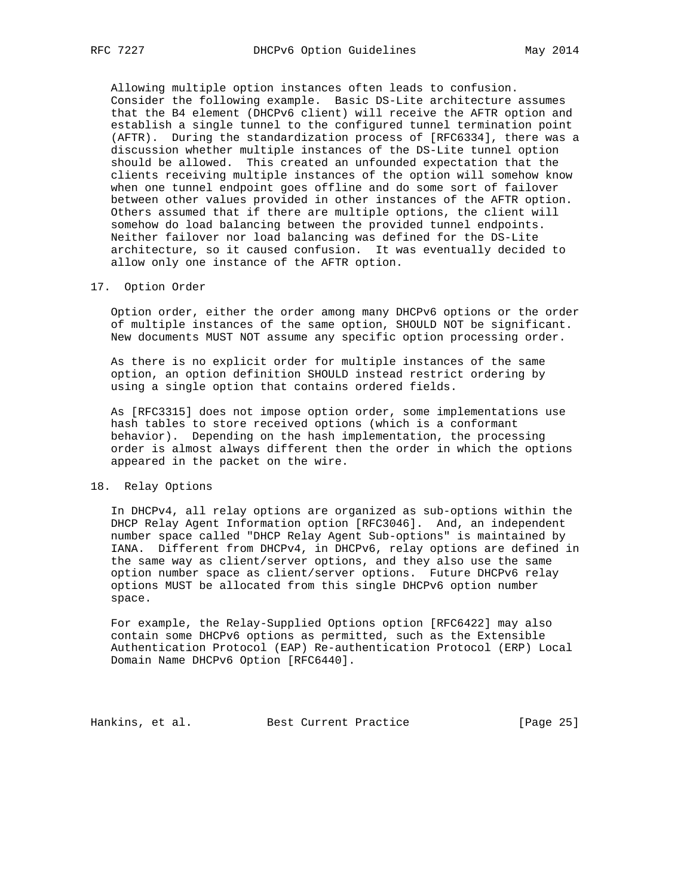Allowing multiple option instances often leads to confusion. Consider the following example. Basic DS-Lite architecture assumes that the B4 element (DHCPv6 client) will receive the AFTR option and establish a single tunnel to the configured tunnel termination point (AFTR). During the standardization process of [RFC6334], there was a discussion whether multiple instances of the DS-Lite tunnel option should be allowed. This created an unfounded expectation that the clients receiving multiple instances of the option will somehow know when one tunnel endpoint goes offline and do some sort of failover between other values provided in other instances of the AFTR option. Others assumed that if there are multiple options, the client will somehow do load balancing between the provided tunnel endpoints. Neither failover nor load balancing was defined for the DS-Lite architecture, so it caused confusion. It was eventually decided to allow only one instance of the AFTR option.

## 17. Option Order

Option order, either the order among many DHCPv6 options or the order of multiple instances of the same option, SHOULD NOT be significant. New documents MUST NOT assume any specific option processing order.

As there is no explicit order for multiple instances of the same option, an option definition SHOULD instead restrict ordering by using a single option that contains ordered fields.

As [RFC3315] does not impose option order, some implementations use hash tables to store received options (which is a conformant behavior). Depending on the hash implementation, the processing order is almost always different then the order in which the options appeared in the packet on the wire.

## 18. Relay Options

In DHCPv4, all relay options are organized as sub-options within the DHCP Relay Agent Information option [RFC3046]. And, an independent number space called "DHCP Relay Agent Sub-options" is maintained by IANA. Different from DHCPv4, in DHCPv6, relay options are defined in the same way as client/server options, and they also use the same option number space as client/server options. Future DHCPv6 relay options MUST be allocated from this single DHCPv6 option number space.

For example, the Relay-Supplied Options option [RFC6422] may also contain some DHCPv6 options as permitted, such as the Extensible Authentication Protocol (EAP) Re-authentication Protocol (ERP) Local Domain Name DHCPv6 Option [RFC6440].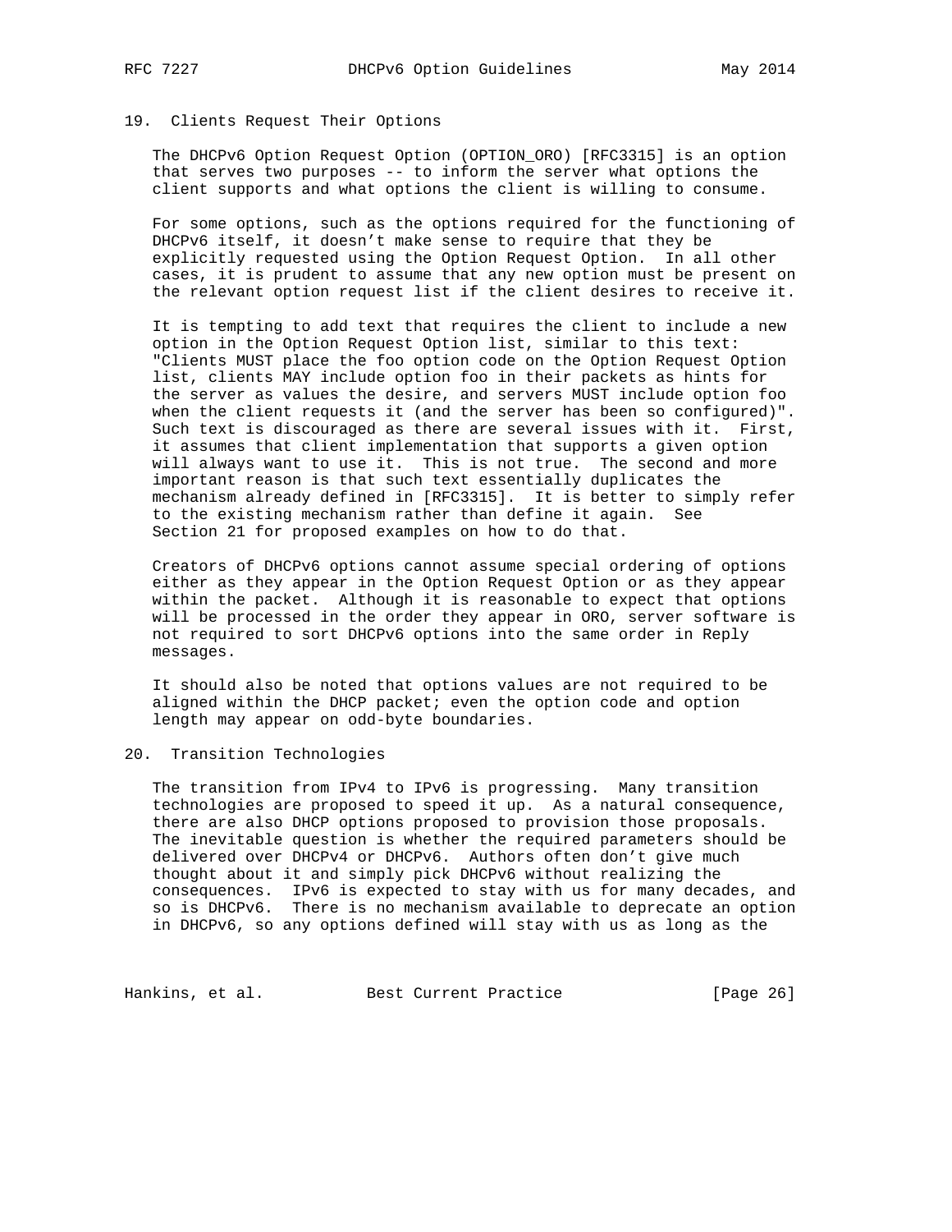## 19. Clients Request Their Options

The DHCPv6 Option Request Option (OPTION_ORO) [RFC3315] is an option that serves two purposes -- to inform the server what options the client supports and what options the client is willing to consume.

For some options, such as the options required for the functioning of DHCPv6 itself, it doesn't make sense to require that they be explicitly requested using the Option Request Option. In all other cases, it is prudent to assume that any new option must be present on the relevant option request list if the client desires to receive it.

It is tempting to add text that requires the client to include a new option in the Option Request Option list, similar to this text: "Clients MUST place the foo option code on the Option Request Option list, clients MAY include option foo in their packets as hints for the server as values the desire, and servers MUST include option foo when the client requests it (and the server has been so configured)". Such text is discouraged as there are several issues with it. First, it assumes that client implementation that supports a given option will always want to use it. This is not true. The second and more important reason is that such text essentially duplicates the mechanism already defined in [RFC3315]. It is better to simply refer to the existing mechanism rather than define it again. See Section 21 for proposed examples on how to do that.

Creators of DHCPv6 options cannot assume special ordering of options either as they appear in the Option Request Option or as they appear within the packet. Although it is reasonable to expect that options will be processed in the order they appear in ORO, server software is not required to sort DHCPv6 options into the same order in Reply messages.

It should also be noted that options values are not required to be aligned within the DHCP packet; even the option code and option length may appear on odd-byte boundaries.

## 20. Transition Technologies

The transition from IPv4 to IPv6 is progressing. Many transition technologies are proposed to speed it up. As a natural consequence, there are also DHCP options proposed to provision those proposals. The inevitable question is whether the required parameters should be delivered over DHCPv4 or DHCPv6. Authors often don't give much thought about it and simply pick DHCPv6 without realizing the consequences. IPv6 is expected to stay with us for many decades, and so is DHCPv6. There is no mechanism available to deprecate an option in DHCPv6, so any options defined will stay with us as long as the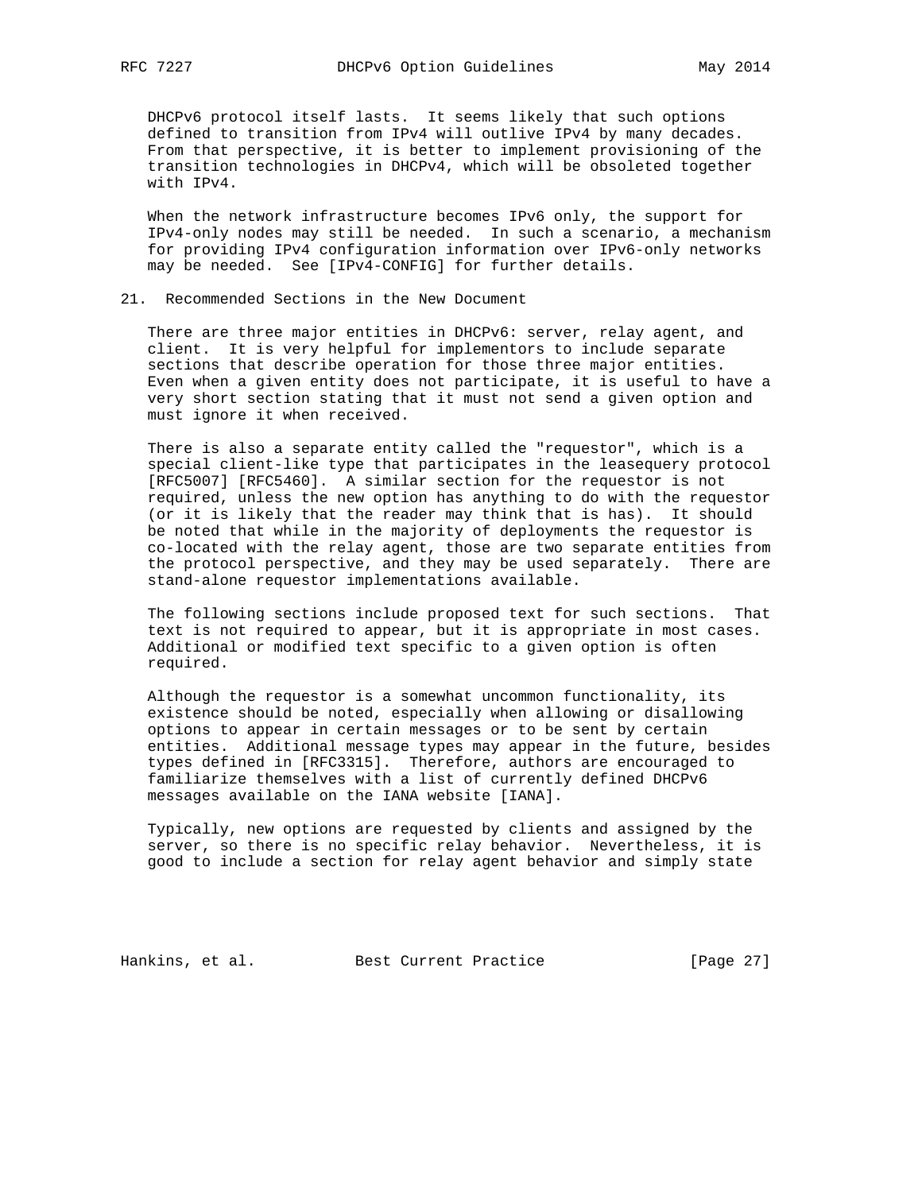DHCPv6 protocol itself lasts. It seems likely that such options defined to transition from IPv4 will outlive IPv4 by many decades. From that perspective, it is better to implement provisioning of the transition technologies in DHCPv4, which will be obsoleted together with IPv4.

When the network infrastructure becomes IPv6 only, the support for IPv4-only nodes may still be needed. In such a scenario, a mechanism for providing IPv4 configuration information over IPv6-only networks may be needed. See [IPv4-CONFIG] for further details.

## 21. Recommended Sections in the New Document

There are three major entities in DHCPv6: server, relay agent, and client. It is very helpful for implementors to include separate sections that describe operation for those three major entities. Even when a given entity does not participate, it is useful to have a very short section stating that it must not send a given option and must ignore it when received.

There is also a separate entity called the "requestor", which is a special client-like type that participates in the leasequery protocol [RFC5007] [RFC5460]. A similar section for the requestor is not required, unless the new option has anything to do with the requestor (or it is likely that the reader may think that is has). It should be noted that while in the majority of deployments the requestor is co-located with the relay agent, those are two separate entities from the protocol perspective, and they may be used separately. There are stand-alone requestor implementations available.

The following sections include proposed text for such sections. That text is not required to appear, but it is appropriate in most cases. Additional or modified text specific to a given option is often required.

Although the requestor is a somewhat uncommon functionality, its existence should be noted, especially when allowing or disallowing options to appear in certain messages or to be sent by certain entities. Additional message types may appear in the future, besides types defined in [RFC3315]. Therefore, authors are encouraged to familiarize themselves with a list of currently defined DHCPv6 messages available on the IANA website [IANA].

Typically, new options are requested by clients and assigned by the server, so there is no specific relay behavior. Nevertheless, it is good to include a section for relay agent behavior and simply state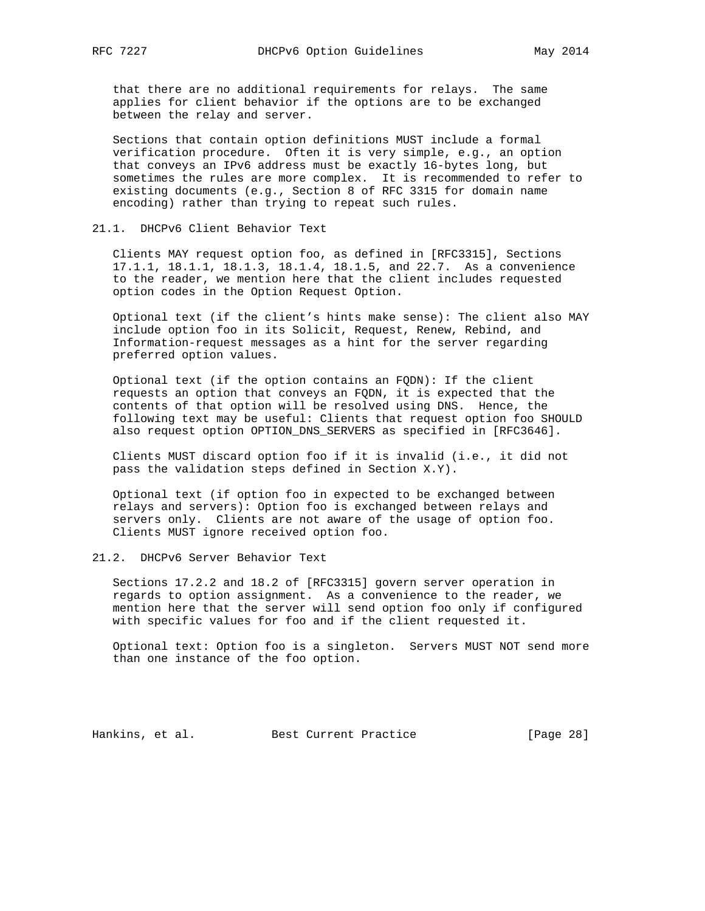that there are no additional requirements for relays. The same applies for client behavior if the options are to be exchanged between the relay and server.

Sections that contain option definitions MUST include a formal verification procedure. Often it is very simple, e.g., an option that conveys an IPv6 address must be exactly 16-bytes long, but sometimes the rules are more complex. It is recommended to refer to existing documents (e.g., Section 8 of RFC 3315 for domain name encoding) rather than trying to repeat such rules.

## 21.1. DHCPv6 Client Behavior Text

Clients MAY request option foo, as defined in [RFC3315], Sections 17.1.1, 18.1.1, 18.1.3, 18.1.4, 18.1.5, and 22.7. As a convenience to the reader, we mention here that the client includes requested option codes in the Option Request Option.

Optional text (if the client's hints make sense): The client also MAY include option foo in its Solicit, Request, Renew, Rebind, and Information-request messages as a hint for the server regarding preferred option values.

Optional text (if the option contains an FQDN): If the client requests an option that conveys an FQDN, it is expected that the contents of that option will be resolved using DNS. Hence, the following text may be useful: Clients that request option foo SHOULD also request option OPTION_DNS_SERVERS as specified in [RFC3646].

Clients MUST discard option foo if it is invalid (i.e., it did not pass the validation steps defined in Section X.Y).

Optional text (if option foo in expected to be exchanged between relays and servers): Option foo is exchanged between relays and servers only. Clients are not aware of the usage of option foo. Clients MUST ignore received option foo.

## 21.2. DHCPv6 Server Behavior Text

Sections 17.2.2 and 18.2 of [RFC3315] govern server operation in regards to option assignment. As a convenience to the reader, we mention here that the server will send option foo only if configured with specific values for foo and if the client requested it.

Optional text: Option foo is a singleton. Servers MUST NOT send more than one instance of the foo option.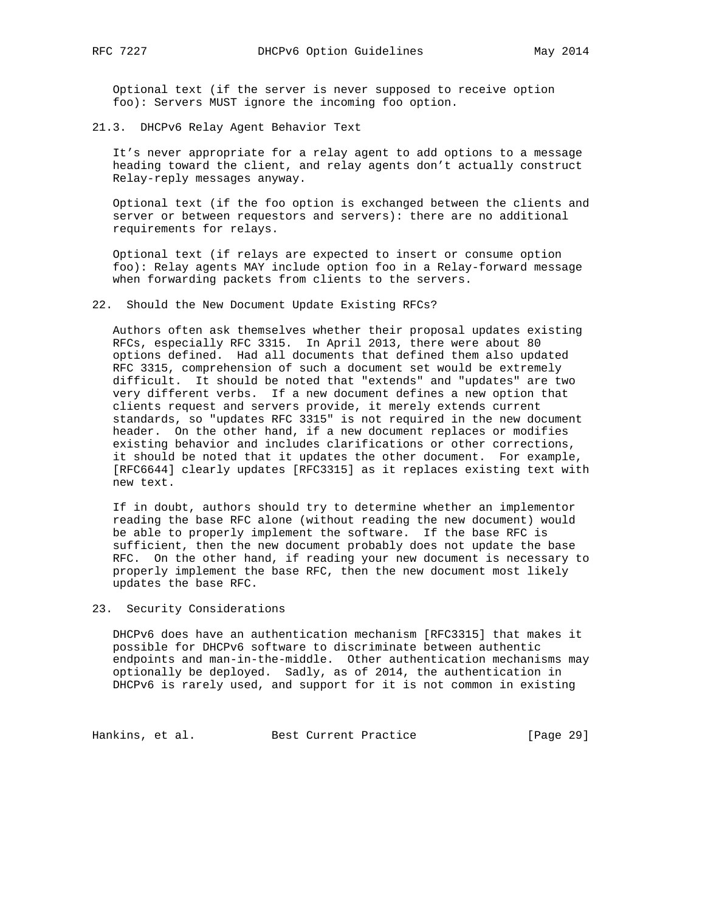Optional text (if the server is never supposed to receive option foo): Servers MUST ignore the incoming foo option.

### 21.3. DHCPv6 Relay Agent Behavior Text

It’s never appropriate for a relay agent to add options to a message heading toward the client, and relay agents don’t actually construct Relay-reply messages anyway.

Optional text (if the foo option is exchanged between the clients and server or between requestors and servers): there are no additional requirements for relays.

Optional text (if relays are expected to insert or consume option foo): Relay agents MAY include option foo in a Relay-forward message when forwarding packets from clients to the servers.

## 22. Should the New Document Update Existing RFCs?

Authors often ask themselves whether their proposal updates existing RFCs, especially RFC 3315. In April 2013, there were about 80 options defined. Had all documents that defined them also updated RFC 3315, comprehension of such a document set would be extremely difficult. It should be noted that "extends" and "updates" are two very different verbs. If a new document defines a new option that clients request and servers provide, it merely extends current standards, so "updates RFC 3315" is not required in the new document header. On the other hand, if a new document replaces or modifies existing behavior and includes clarifications or other corrections, it should be noted that it updates the other document. For example, [RFC6644] clearly updates [RFC3315] as it replaces existing text with new text.

If in doubt, authors should try to determine whether an implementor reading the base RFC alone (without reading the new document) would be able to properly implement the software. If the base RFC is sufficient, then the new document probably does not update the base RFC. On the other hand, if reading your new document is necessary to properly implement the base RFC, then the new document most likely updates the base RFC.

## 23. Security Considerations

DHCPv6 does have an authentication mechanism [RFC3315] that makes it possible for DHCPv6 software to discriminate between authentic endpoints and man-in-the-middle. Other authentication mechanisms may optionally be deployed. Sadly, as of 2014, the authentication in DHCPv6 is rarely used, and support for it is not common in existing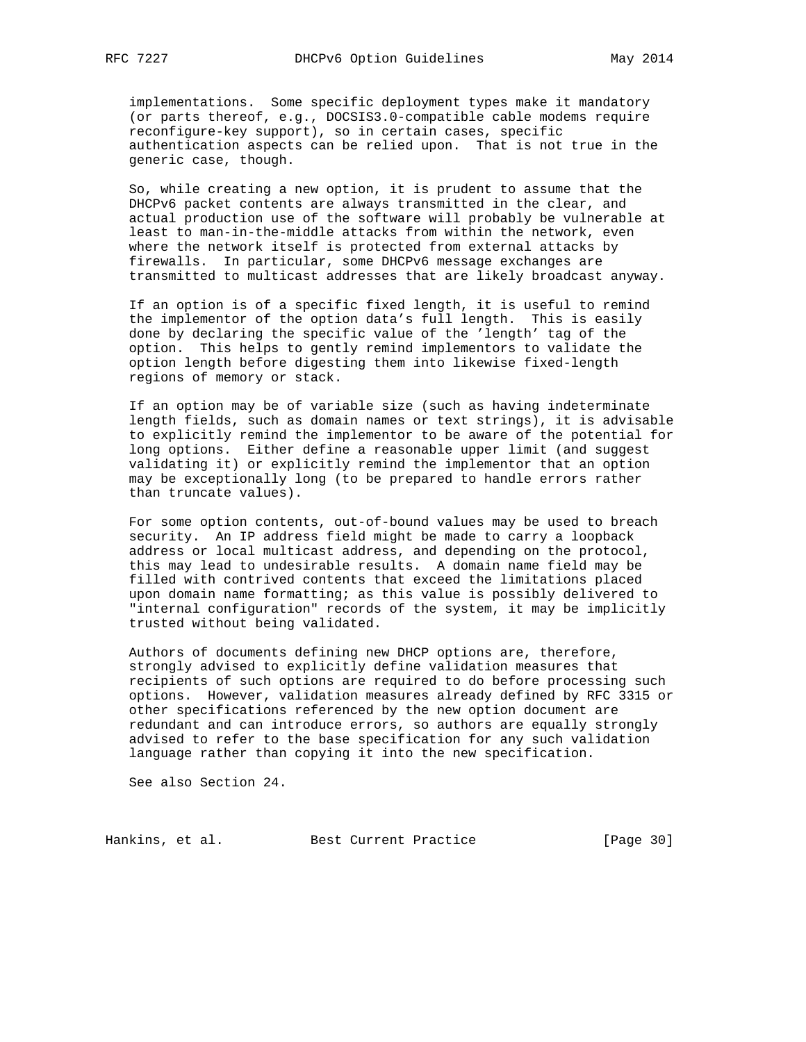implementations. Some specific deployment types make it mandatory (or parts thereof, e.g., DOCSIS3.0-compatible cable modems require reconfigure-key support), so in certain cases, specific authentication aspects can be relied upon. That is not true in the generic case, though.

So, while creating a new option, it is prudent to assume that the DHCPv6 packet contents are always transmitted in the clear, and actual production use of the software will probably be vulnerable at least to man-in-the-middle attacks from within the network, even where the network itself is protected from external attacks by firewalls. In particular, some DHCPv6 message exchanges are transmitted to multicast addresses that are likely broadcast anyway.

If an option is of a specific fixed length, it is useful to remind the implementor of the option data's full length. This is easily done by declaring the specific value of the 'length' tag of the option. This helps to gently remind implementors to validate the option length before digesting them into likewise fixed-length regions of memory or stack.

If an option may be of variable size (such as having indeterminate length fields, such as domain names or text strings), it is advisable to explicitly remind the implementor to be aware of the potential for long options. Either define a reasonable upper limit (and suggest validating it) or explicitly remind the implementor that an option may be exceptionally long (to be prepared to handle errors rather than truncate values).

For some option contents, out-of-bound values may be used to breach security. An IP address field might be made to carry a loopback address or local multicast address, and depending on the protocol, this may lead to undesirable results. A domain name field may be filled with contrived contents that exceed the limitations placed upon domain name formatting; as this value is possibly delivered to "internal configuration" records of the system, it may be implicitly trusted without being validated.

Authors of documents defining new DHCP options are, therefore, strongly advised to explicitly define validation measures that recipients of such options are required to do before processing such options. However, validation measures already defined by RFC 3315 or other specifications referenced by the new option document are redundant and can introduce errors, so authors are equally strongly advised to refer to the base specification for any such validation language rather than copying it into the new specification.

See also Section 24.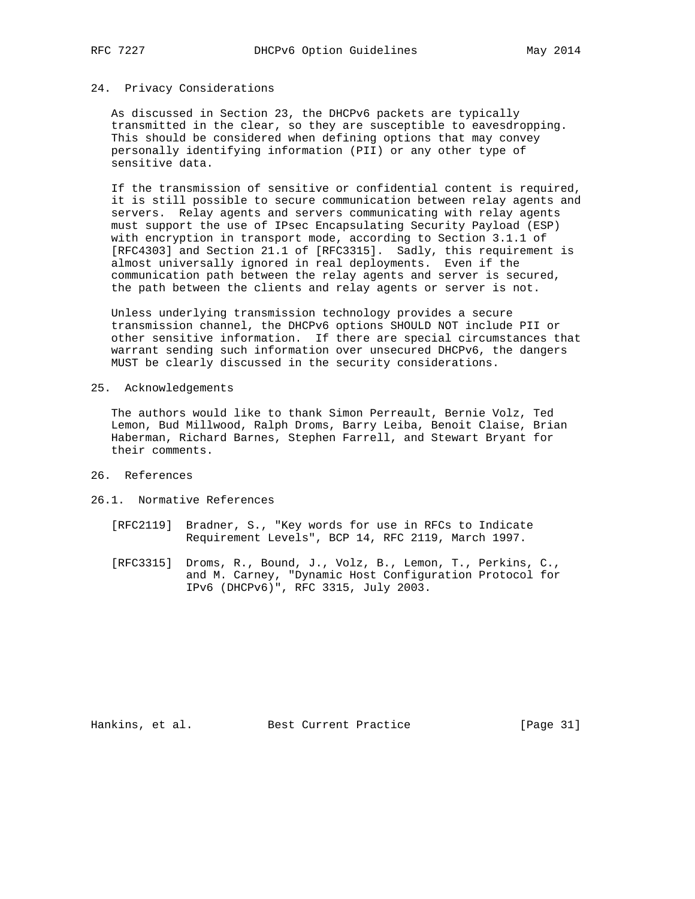## 24. Privacy Considerations

As discussed in Section 23, the DHCPv6 packets are typically transmitted in the clear, so they are susceptible to eavesdropping. This should be considered when defining options that may convey personally identifying information (PII) or any other type of sensitive data.

If the transmission of sensitive or confidential content is required, it is still possible to secure communication between relay agents and servers. Relay agents and servers communicating with relay agents must support the use of IPsec Encapsulating Security Payload (ESP) with encryption in transport mode, according to Section 3.1.1 of [RFC4303] and Section 21.1 of [RFC3315]. Sadly, this requirement is almost universally ignored in real deployments. Even if the communication path between the relay agents and server is secured, the path between the clients and relay agents or server is not.

Unless underlying transmission technology provides a secure transmission channel, the DHCPv6 options SHOULD NOT include PII or other sensitive information. If there are special circumstances that warrant sending such information over unsecured DHCPv6, the dangers MUST be clearly discussed in the security considerations.

## 25. Acknowledgements

The authors would like to thank Simon Perreault, Bernie Volz, Ted Lemon, Bud Millwood, Ralph Droms, Barry Leiba, Benoit Claise, Brian Haberman, Richard Barnes, Stephen Farrell, and Stewart Bryant for their comments.

## 26. References

### 26.1. Normative References

[RFC2119] Bradner, S., "Key words for use in RFCs to Indicate Requirement Levels", BCP 14, RFC 2119, March 1997.

[RFC3315] Droms, R., Bound, J., Volz, B., Lemon, T., Perkins, C., and M. Carney, "Dynamic Host Configuration Protocol for IPv6 (DHCPv6)", RFC 3315, July 2003.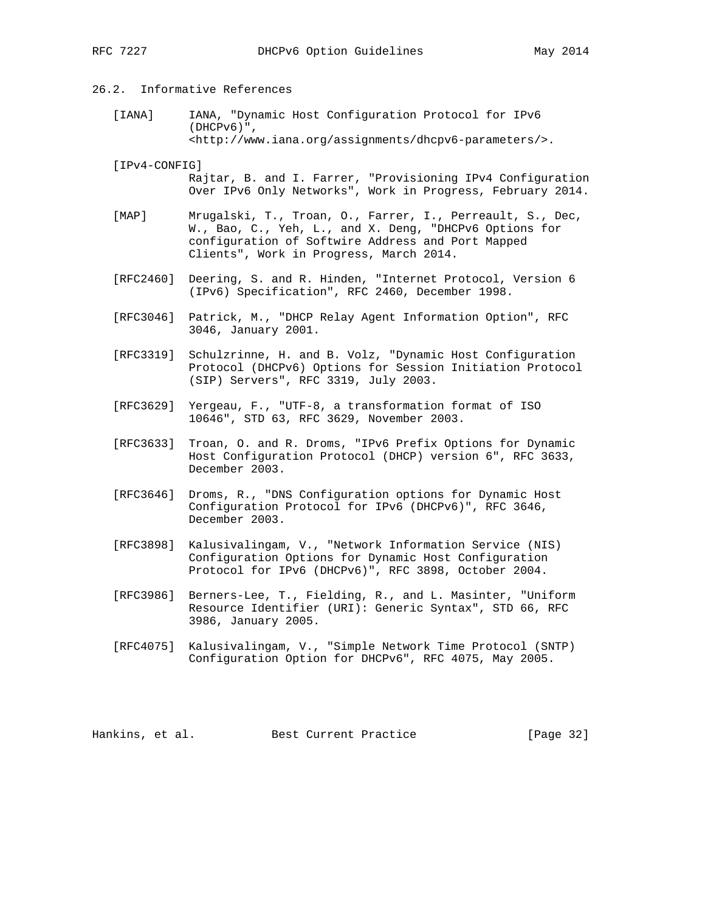## 26.2. Informative References

[IANA] IANA, "Dynamic Host Configuration Protocol for IPv6 (DHCPv6)", <http://www.iana.org/assignments/dhcpv6-parameters/>.

[IPv4-CONFIG] Rajtar, B. and I. Farrer, "Provisioning IPv4 Configuration Over IPv6 Only Networks", Work in Progress, February 2014.

[MAP] Mrugalski, T., Troan, O., Farrer, I., Perreault, S., Dec, W., Bao, C., Yeh, L., and X. Deng, "DHCPv6 Options for configuration of Softwire Address and Port Mapped Clients", Work in Progress, March 2014.

[RFC2460] Deering, S. and R. Hinden, "Internet Protocol, Version 6 (IPv6) Specification", RFC 2460, December 1998.

[RFC3046] Patrick, M., "DHCP Relay Agent Information Option", RFC 3046, January 2001.

[RFC3319] Schulzrinne, H. and B. Volz, "Dynamic Host Configuration Protocol (DHCPv6) Options for Session Initiation Protocol (SIP) Servers", RFC 3319, July 2003.

[RFC3629] Yergeau, F., "UTF-8, a transformation format of ISO 10646", STD 63, RFC 3629, November 2003.

[RFC3633] Troan, O. and R. Droms, "IPv6 Prefix Options for Dynamic Host Configuration Protocol (DHCP) version 6", RFC 3633, December 2003.

[RFC3646] Droms, R., "DNS Configuration options for Dynamic Host Configuration Protocol for IPv6 (DHCPv6)", RFC 3646, December 2003.

[RFC3898] Kalusivalingam, V., "Network Information Service (NIS) Configuration Options for Dynamic Host Configuration Protocol for IPv6 (DHCPv6)", RFC 3898, October 2004.

[RFC3986] Berners-Lee, T., Fielding, R., and L. Masinter, "Uniform Resource Identifier (URI): Generic Syntax", STD 66, RFC 3986, January 2005.

[RFC4075] Kalusivalingam, V., "Simple Network Time Protocol (SNTP) Configuration Option for DHCPv6", RFC 4075, May 2005.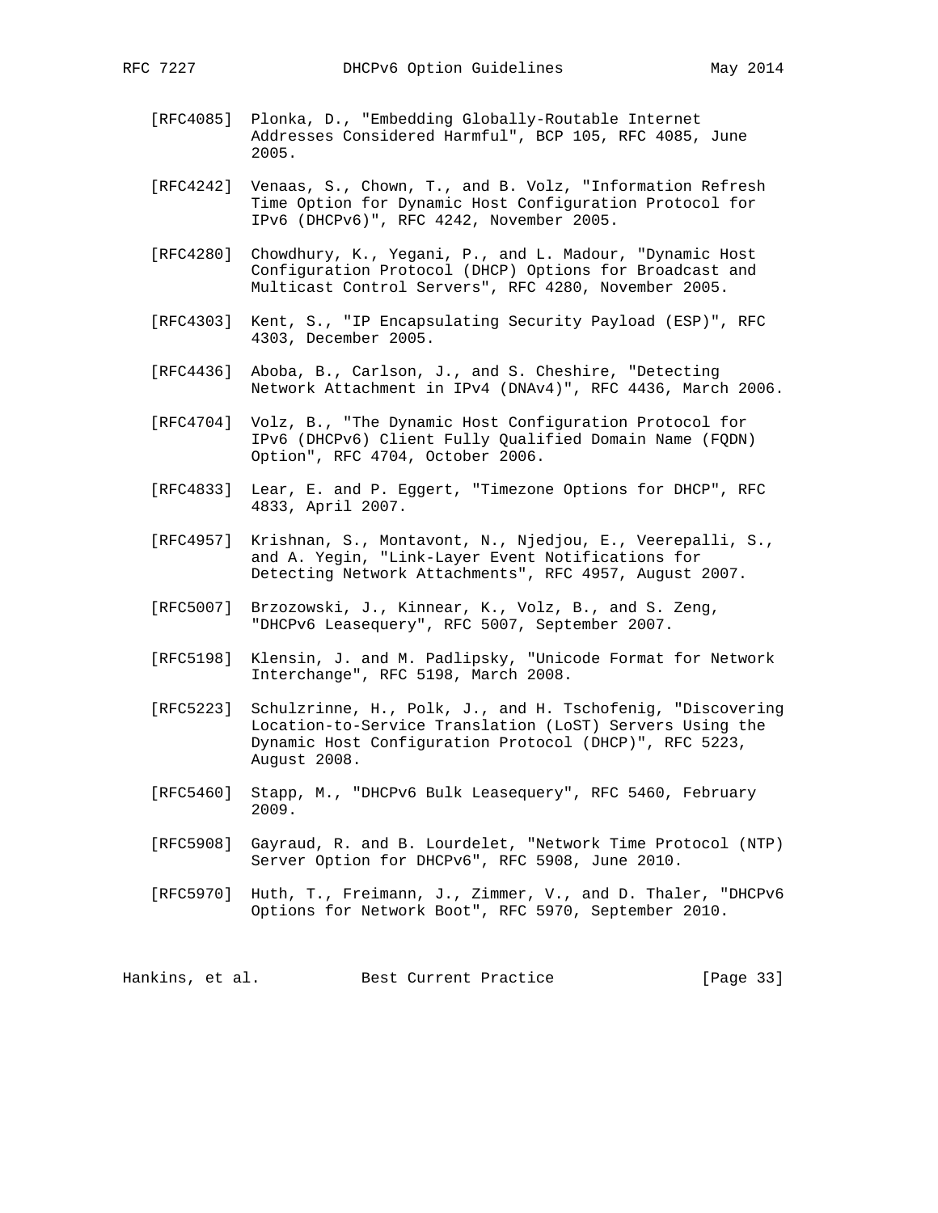[RFC4085] Plonka, D., "Embedding Globally-Routable Internet Addresses Considered Harmful", BCP 105, RFC 4085, June 2005.

[RFC4242] Venaas, S., Chown, T., and B. Volz, "Information Refresh Time Option for Dynamic Host Configuration Protocol for IPv6 (DHCPv6)", RFC 4242, November 2005.

[RFC4280] Chowdhury, K., Yegani, P., and L. Madour, "Dynamic Host Configuration Protocol (DHCP) Options for Broadcast and Multicast Control Servers", RFC 4280, November 2005.

[RFC4303] Kent, S., "IP Encapsulating Security Payload (ESP)", RFC 4303, December 2005.

[RFC4436] Aboba, B., Carlson, J., and S. Cheshire, "Detecting Network Attachment in IPv4 (DNAv4)", RFC 4436, March 2006.

[RFC4704] Volz, B., "The Dynamic Host Configuration Protocol for IPv6 (DHCPv6) Client Fully Qualified Domain Name (FQDN) Option", RFC 4704, October 2006.

[RFC4833] Lear, E. and P. Eggert, "Timezone Options for DHCP", RFC 4833, April 2007.

[RFC4957] Krishnan, S., Montavont, N., Njedjou, E., Veerepalli, S., and A. Yegin, "Link-Layer Event Notifications for Detecting Network Attachments", RFC 4957, August 2007.

[RFC5007] Brzozowski, J., Kinnear, K., Volz, B., and S. Zeng, "DHCPv6 Leasequery", RFC 5007, September 2007.

[RFC5198] Klensin, J. and M. Padlipsky, "Unicode Format for Network Interchange", RFC 5198, March 2008.

[RFC5223] Schulzrinne, H., Polk, J., and H. Tschofenig, "Discovering Location-to-Service Translation (LoST) Servers Using the Dynamic Host Configuration Protocol (DHCP)", RFC 5223, August 2008.

[RFC5460] Stapp, M., "DHCPv6 Bulk Leasequery", RFC 5460, February 2009.

[RFC5908] Gayraud, R. and B. Lourdelet, "Network Time Protocol (NTP) Server Option for DHCPv6", RFC 5908, June 2010.

[RFC5970] Huth, T., Freimann, J., Zimmer, V., and D. Thaler, "DHCPv6 Options for Network Boot", RFC 5970, September 2010.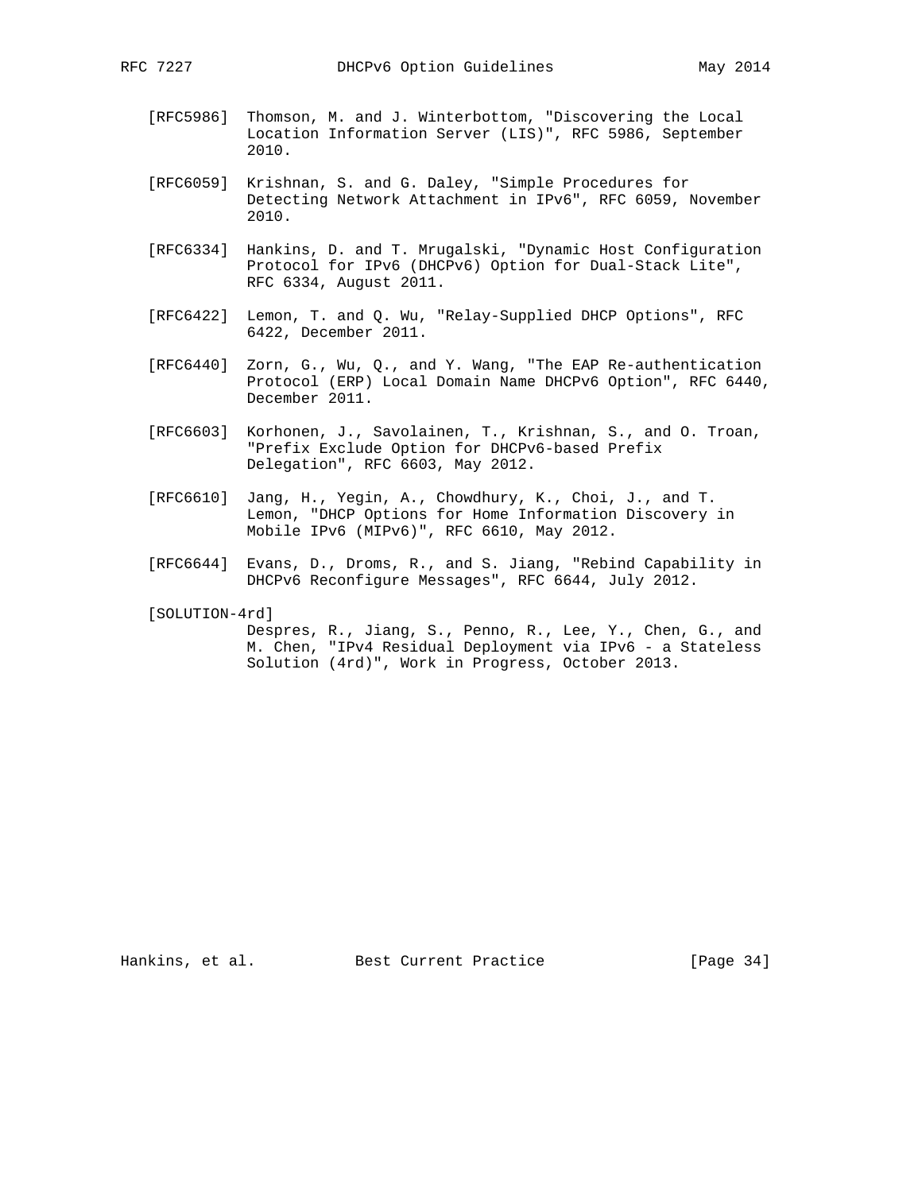[RFC5986] Thomson, M. and J. Winterbottom, "Discovering the Local Location Information Server (LIS)", RFC 5986, September 2010.

[RFC6059] Krishnan, S. and G. Daley, "Simple Procedures for Detecting Network Attachment in IPv6", RFC 6059, November 2010.

[RFC6334] Hankins, D. and T. Mrugalski, "Dynamic Host Configuration Protocol for IPv6 (DHCPv6) Option for Dual-Stack Lite", RFC 6334, August 2011.

[RFC6422] Lemon, T. and Q. Wu, "Relay-Supplied DHCP Options", RFC 6422, December 2011.

[RFC6440] Zorn, G., Wu, Q., and Y. Wang, "The EAP Re-authentication Protocol (ERP) Local Domain Name DHCPv6 Option", RFC 6440, December 2011.

[RFC6603] Korhonen, J., Savolainen, T., Krishnan, S., and O. Troan, "Prefix Exclude Option for DHCPv6-based Prefix Delegation", RFC 6603, May 2012.

[RFC6610] Jang, H., Yegin, A., Chowdhury, K., Choi, J., and T. Lemon, "DHCP Options for Home Information Discovery in Mobile IPv6 (MIPv6)", RFC 6610, May 2012.

[RFC6644] Evans, D., Droms, R., and S. Jiang, "Rebind Capability in DHCPv6 Reconfigure Messages", RFC 6644, July 2012.

[SOLUTION-4rd] Despres, R., Jiang, S., Penno, R., Lee, Y., Chen, G., and M. Chen, "IPv4 Residual Deployment via IPv6 - a Stateless Solution (4rd)", Work in Progress, October 2013.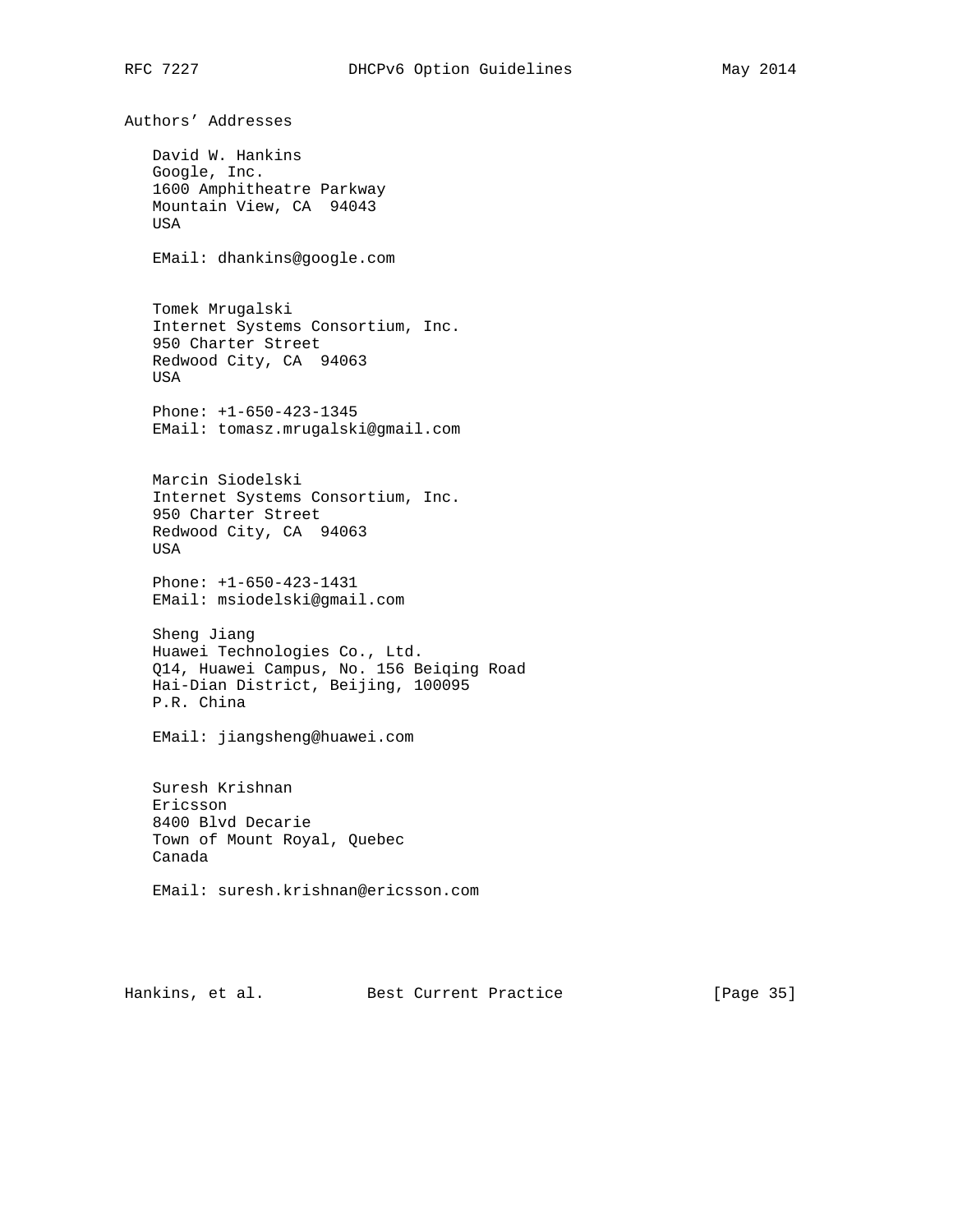## Authors' Addresses

David W. Hankins
Google, Inc.
1600 Amphitheatre Parkway
Mountain View, CA  94043
USA

EMail: dhankins@google.com

Tomek Mrugalski
Internet Systems Consortium, Inc.
950 Charter Street
Redwood City, CA  94063
USA

Phone: +1-650-423-1345
EMail: tomasz.mrugalski@gmail.com

Marcin Siodelski
Internet Systems Consortium, Inc.
950 Charter Street
Redwood City, CA  94063
USA

Phone: +1-650-423-1431
EMail: msiodelski@gmail.com

Sheng Jiang
Huawei Technologies Co., Ltd.
Q14, Huawei Campus, No. 156 Beiqing Road
Hai-Dian District, Beijing, 100095
P.R. China

EMail: jiangsheng@huawei.com

Suresh Krishnan
Ericsson
8400 Blvd Decarie
Town of Mount Royal, Quebec
Canada

EMail: suresh.krishnan@ericsson.com